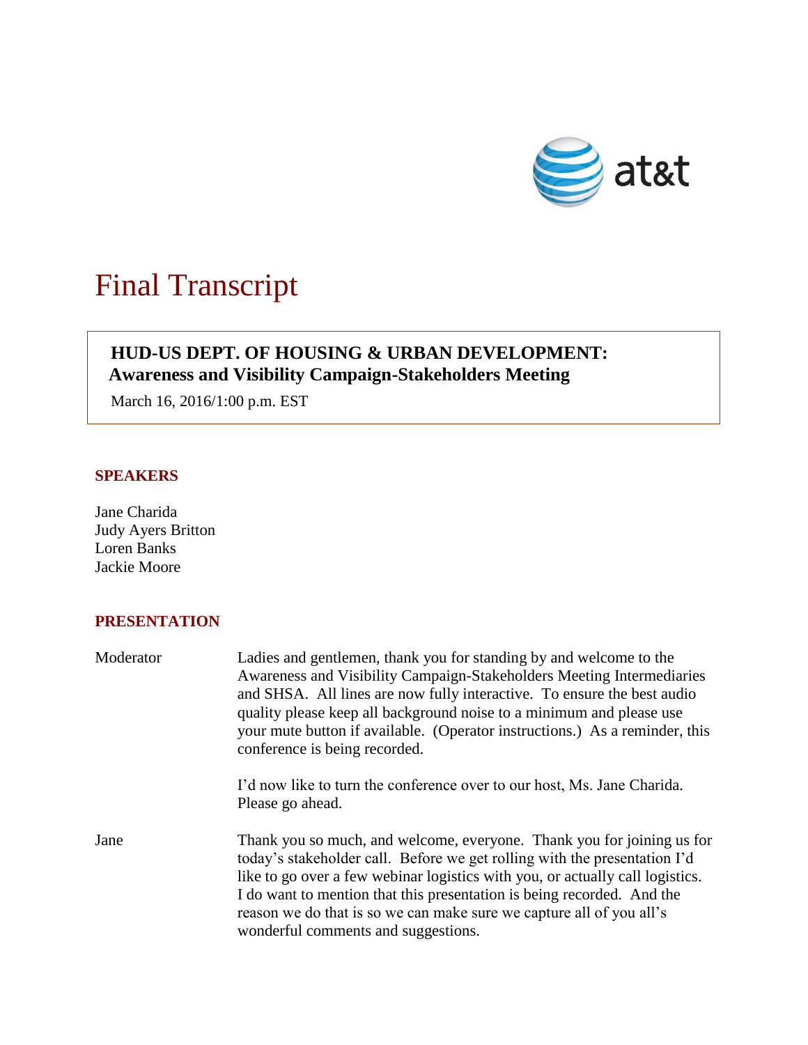# Final Transcript

**HUD-US DEPT. OF HOUSING & URBAN DEVELOPMENT:**
**Awareness and Visibility Campaign-Stakeholders Meeting**

March 16, 2016/1:00 p.m. EST

## SPEAKERS

Jane Charida
Judy Ayers Britton
Loren Banks
Jackie Moore

## PRESENTATION

Moderator: Ladies and gentlemen, thank you for standing by and welcome to the Awareness and Visibility Campaign-Stakeholders Meeting Intermediaries and SHSA. All lines are now fully interactive. To ensure the best audio quality please keep all background noise to a minimum and please use your mute button if available. (Operator instructions.) As a reminder, this conference is being recorded.

I'd now like to turn the conference over to our host, Ms. Jane Charida. Please go ahead.

Jane: Thank you so much, and welcome, everyone. Thank you for joining us for today's stakeholder call. Before we get rolling with the presentation I'd like to go over a few webinar logistics with you, or actually call logistics. I do want to mention that this presentation is being recorded. And the reason we do that is so we can make sure we capture all of you all's wonderful comments and suggestions.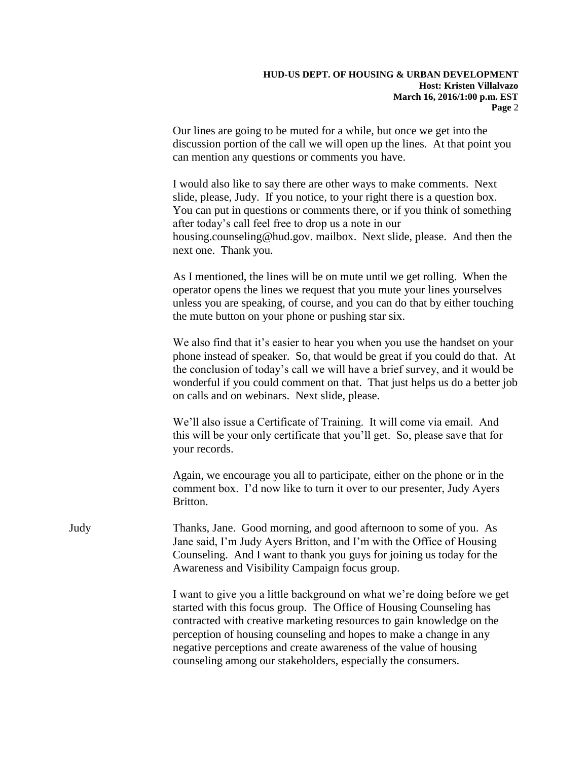Our lines are going to be muted for a while, but once we get into the discussion portion of the call we will open up the lines. At that point you can mention any questions or comments you have.

I would also like to say there are other ways to make comments. Next slide, please, Judy. If you notice, to your right there is a question box. You can put in questions or comments there, or if you think of something after today's call feel free to drop us a note in our housing.counseling@hud.gov. mailbox. Next slide, please. And then the next one. Thank you.

As I mentioned, the lines will be on mute until we get rolling. When the operator opens the lines we request that you mute your lines yourselves unless you are speaking, of course, and you can do that by either touching the mute button on your phone or pushing star six.

We also find that it's easier to hear you when you use the handset on your phone instead of speaker. So, that would be great if you could do that. At the conclusion of today's call we will have a brief survey, and it would be wonderful if you could comment on that. That just helps us do a better job on calls and on webinars. Next slide, please.

We'll also issue a Certificate of Training. It will come via email. And this will be your only certificate that you'll get. So, please save that for your records.

Again, we encourage you all to participate, either on the phone or in the comment box. I'd now like to turn it over to our presenter, Judy Ayers Britton.

Judy: Thanks, Jane. Good morning, and good afternoon to some of you. As Jane said, I'm Judy Ayers Britton, and I'm with the Office of Housing Counseling. And I want to thank you guys for joining us today for the Awareness and Visibility Campaign focus group.

I want to give you a little background on what we're doing before we get started with this focus group. The Office of Housing Counseling has contracted with creative marketing resources to gain knowledge on the perception of housing counseling and hopes to make a change in any negative perceptions and create awareness of the value of housing counseling among our stakeholders, especially the consumers.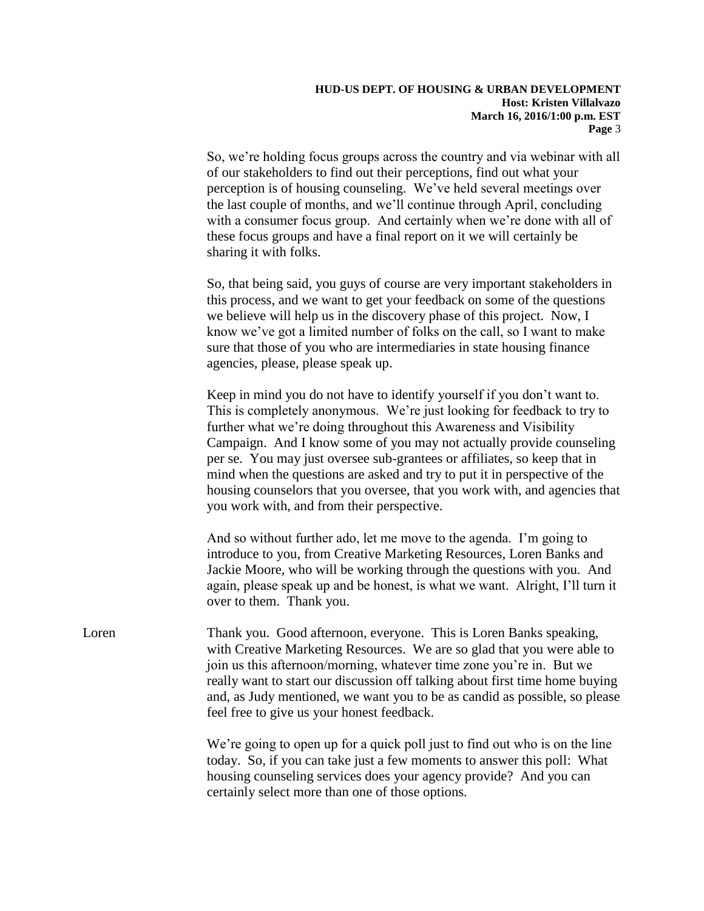So, we're holding focus groups across the country and via webinar with all of our stakeholders to find out their perceptions, find out what your perception is of housing counseling. We've held several meetings over the last couple of months, and we'll continue through April, concluding with a consumer focus group. And certainly when we're done with all of these focus groups and have a final report on it we will certainly be sharing it with folks.

So, that being said, you guys of course are very important stakeholders in this process, and we want to get your feedback on some of the questions we believe will help us in the discovery phase of this project. Now, I know we've got a limited number of folks on the call, so I want to make sure that those of you who are intermediaries in state housing finance agencies, please, please speak up.

Keep in mind you do not have to identify yourself if you don't want to. This is completely anonymous. We're just looking for feedback to try to further what we're doing throughout this Awareness and Visibility Campaign. And I know some of you may not actually provide counseling per se. You may just oversee sub-grantees or affiliates, so keep that in mind when the questions are asked and try to put it in perspective of the housing counselors that you oversee, that you work with, and agencies that you work with, and from their perspective.

And so without further ado, let me move to the agenda. I'm going to introduce to you, from Creative Marketing Resources, Loren Banks and Jackie Moore, who will be working through the questions with you. And again, please speak up and be honest, is what we want. Alright, I'll turn it over to them. Thank you.

Loren: Thank you. Good afternoon, everyone. This is Loren Banks speaking, with Creative Marketing Resources. We are so glad that you were able to join us this afternoon/morning, whatever time zone you're in. But we really want to start our discussion off talking about first time home buying and, as Judy mentioned, we want you to be as candid as possible, so please feel free to give us your honest feedback.

We're going to open up for a quick poll just to find out who is on the line today. So, if you can take just a few moments to answer this poll: What housing counseling services does your agency provide? And you can certainly select more than one of those options.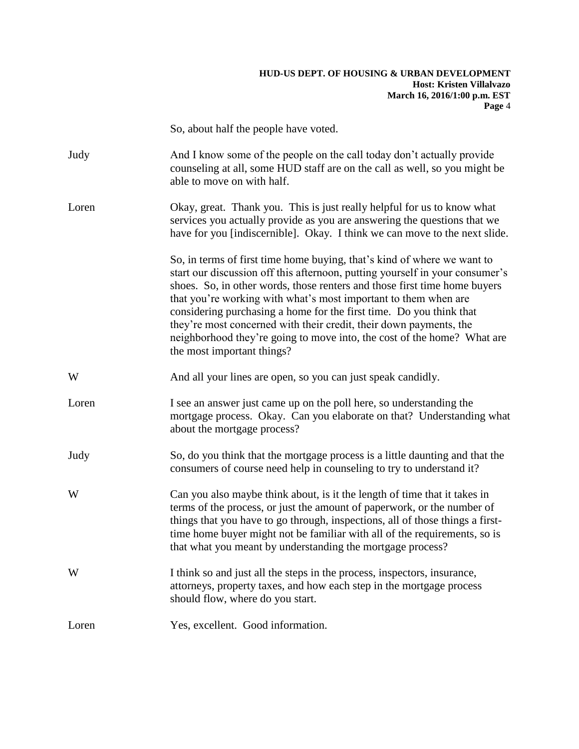So, about half the people have voted.

**Judy** And I know some of the people on the call today don't actually provide counseling at all, some HUD staff are on the call as well, so you might be able to move on with half.

**Loren** Okay, great. Thank you. This is just really helpful for us to know what services you actually provide as you are answering the questions that we have for you [indiscernible]. Okay. I think we can move to the next slide.

So, in terms of first time home buying, that's kind of where we want to start our discussion off this afternoon, putting yourself in your consumer's shoes. So, in other words, those renters and those first time home buyers that you're working with what's most important to them when are considering purchasing a home for the first time. Do you think that they're most concerned with their credit, their down payments, the neighborhood they're going to move into, the cost of the home? What are the most important things?

**W** And all your lines are open, so you can just speak candidly.

**Loren** I see an answer just came up on the poll here, so understanding the mortgage process. Okay. Can you elaborate on that? Understanding what about the mortgage process?

**Judy** So, do you think that the mortgage process is a little daunting and that the consumers of course need help in counseling to try to understand it?

**W** Can you also maybe think about, is it the length of time that it takes in terms of the process, or just the amount of paperwork, or the number of things that you have to go through, inspections, all of those things a first-time home buyer might not be familiar with all of the requirements, so is that what you meant by understanding the mortgage process?

**W** I think so and just all the steps in the process, inspectors, insurance, attorneys, property taxes, and how each step in the mortgage process should flow, where do you start.

**Loren** Yes, excellent. Good information.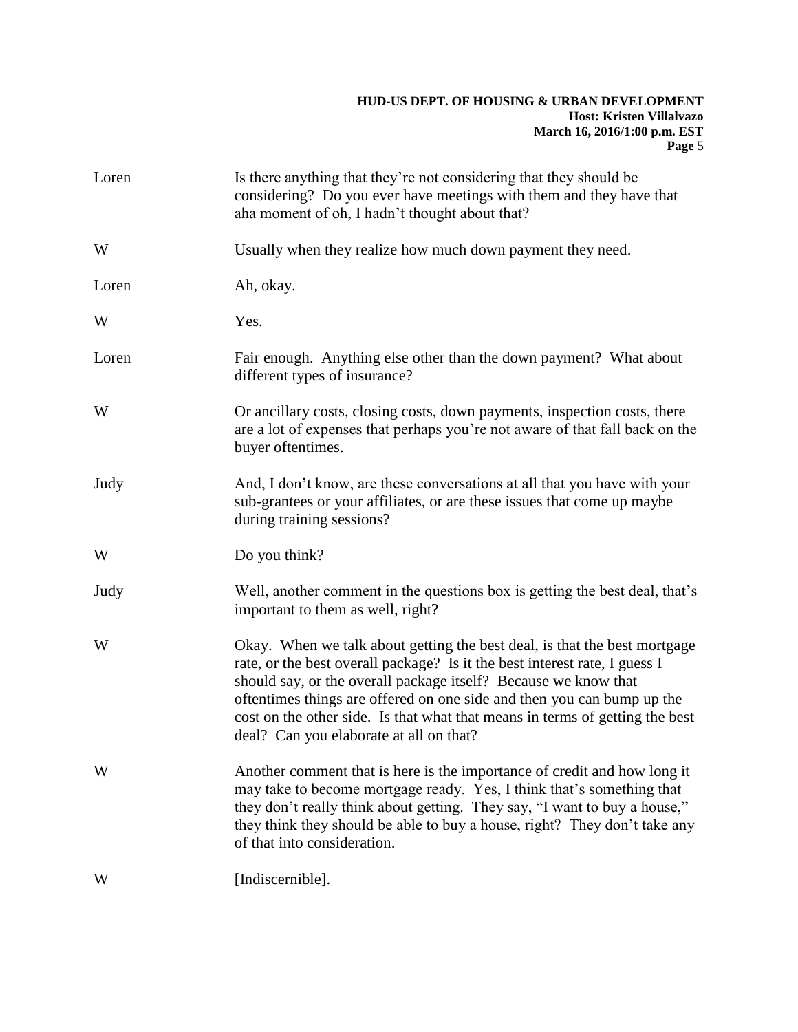Loren Is there anything that they're not considering that they should be considering? Do you ever have meetings with them and they have that aha moment of oh, I hadn't thought about that?

W Usually when they realize how much down payment they need.

Loren Ah, okay.

W Yes.

Loren Fair enough. Anything else other than the down payment? What about different types of insurance?

W Or ancillary costs, closing costs, down payments, inspection costs, there are a lot of expenses that perhaps you're not aware of that fall back on the buyer oftentimes.

Judy And, I don't know, are these conversations at all that you have with your sub-grantees or your affiliates, or are these issues that come up maybe during training sessions?

W Do you think?

Judy Well, another comment in the questions box is getting the best deal, that's important to them as well, right?

W Okay. When we talk about getting the best deal, is that the best mortgage rate, or the best overall package? Is it the best interest rate, I guess I should say, or the overall package itself? Because we know that oftentimes things are offered on one side and then you can bump up the cost on the other side. Is that what that means in terms of getting the best deal? Can you elaborate at all on that?

W Another comment that is here is the importance of credit and how long it may take to become mortgage ready. Yes, I think that's something that they don't really think about getting. They say, "I want to buy a house," they think they should be able to buy a house, right? They don't take any of that into consideration.

W [Indiscernible].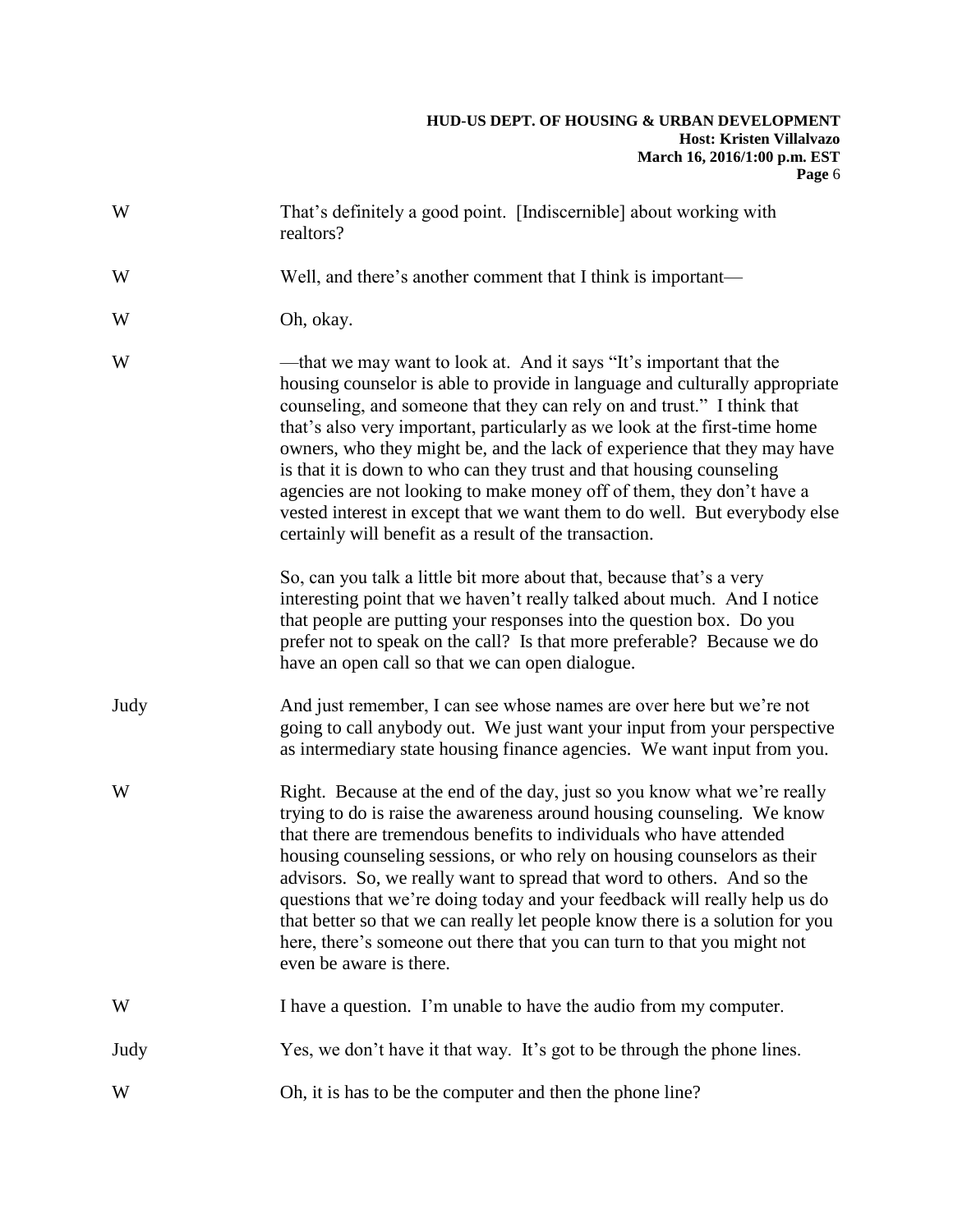W That's definitely a good point. [Indiscernible] about working with realtors?

W Well, and there's another comment that I think is important—

W Oh, okay.

W —that we may want to look at. And it says "It's important that the housing counselor is able to provide in language and culturally appropriate counseling, and someone that they can rely on and trust." I think that that's also very important, particularly as we look at the first-time home owners, who they might be, and the lack of experience that they may have is that it is down to who can they trust and that housing counseling agencies are not looking to make money off of them, they don't have a vested interest in except that we want them to do well. But everybody else certainly will benefit as a result of the transaction.

So, can you talk a little bit more about that, because that's a very interesting point that we haven't really talked about much. And I notice that people are putting your responses into the question box. Do you prefer not to speak on the call? Is that more preferable? Because we do have an open call so that we can open dialogue.

Judy And just remember, I can see whose names are over here but we're not going to call anybody out. We just want your input from your perspective as intermediary state housing finance agencies. We want input from you.

W Right. Because at the end of the day, just so you know what we're really trying to do is raise the awareness around housing counseling. We know that there are tremendous benefits to individuals who have attended housing counseling sessions, or who rely on housing counselors as their advisors. So, we really want to spread that word to others. And so the questions that we're doing today and your feedback will really help us do that better so that we can really let people know there is a solution for you here, there's someone out there that you can turn to that you might not even be aware is there.

W I have a question. I'm unable to have the audio from my computer.

Judy Yes, we don't have it that way. It's got to be through the phone lines.

W Oh, it is has to be the computer and then the phone line?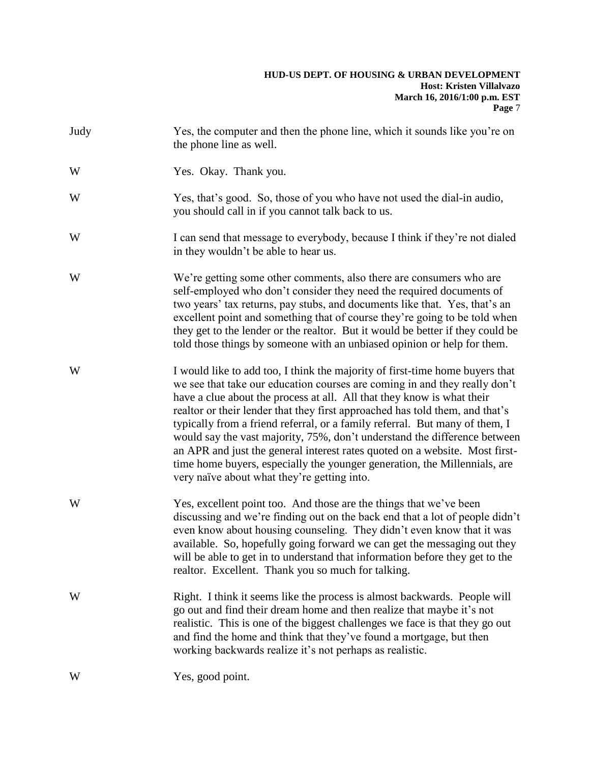Judy Yes, the computer and then the phone line, which it sounds like you're on the phone line as well.

W Yes. Okay. Thank you.

W Yes, that's good. So, those of you who have not used the dial-in audio, you should call in if you cannot talk back to us.

W I can send that message to everybody, because I think if they're not dialed in they wouldn't be able to hear us.

W We're getting some other comments, also there are consumers who are self-employed who don't consider they need the required documents of two years' tax returns, pay stubs, and documents like that. Yes, that's an excellent point and something that of course they're going to be told when they get to the lender or the realtor. But it would be better if they could be told those things by someone with an unbiased opinion or help for them.

W I would like to add too, I think the majority of first-time home buyers that we see that take our education courses are coming in and they really don't have a clue about the process at all. All that they know is what their realtor or their lender that they first approached has told them, and that's typically from a friend referral, or a family referral. But many of them, I would say the vast majority, 75%, don't understand the difference between an APR and just the general interest rates quoted on a website. Most first-time home buyers, especially the younger generation, the Millennials, are very naïve about what they're getting into.

W Yes, excellent point too. And those are the things that we've been discussing and we're finding out on the back end that a lot of people didn't even know about housing counseling. They didn't even know that it was available. So, hopefully going forward we can get the messaging out they will be able to get in to understand that information before they get to the realtor. Excellent. Thank you so much for talking.

W Right. I think it seems like the process is almost backwards. People will go out and find their dream home and then realize that maybe it's not realistic. This is one of the biggest challenges we face is that they go out and find the home and think that they've found a mortgage, but then working backwards realize it's not perhaps as realistic.

W Yes, good point.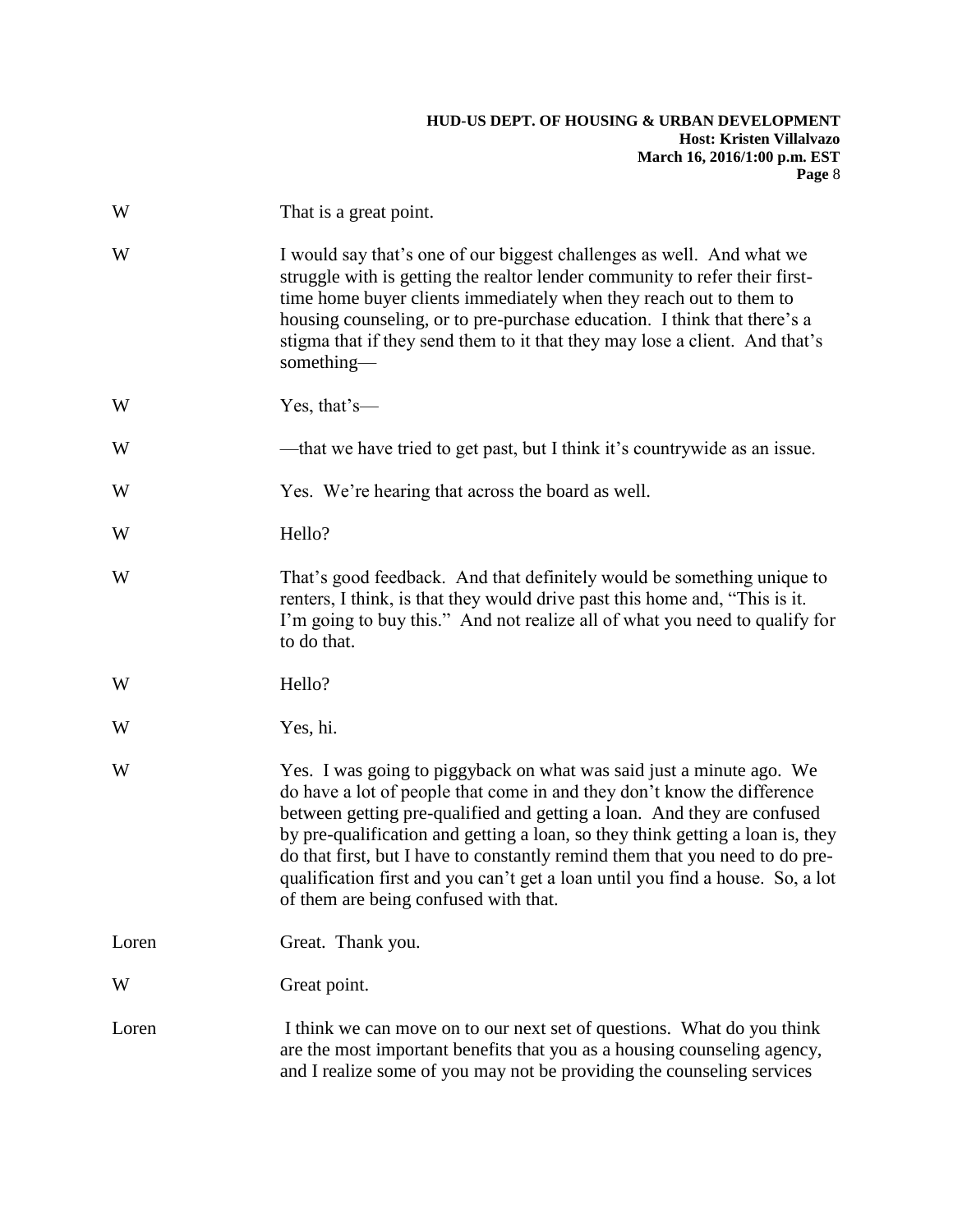W That is a great point.

W I would say that's one of our biggest challenges as well. And what we struggle with is getting the realtor lender community to refer their first-time home buyer clients immediately when they reach out to them to housing counseling, or to pre-purchase education. I think that there's a stigma that if they send them to it that they may lose a client. And that's something—

W Yes, that's—

W —that we have tried to get past, but I think it's countrywide as an issue.

W Yes. We're hearing that across the board as well.

W Hello?

W That's good feedback. And that definitely would be something unique to renters, I think, is that they would drive past this home and, "This is it. I'm going to buy this." And not realize all of what you need to qualify for to do that.

W Hello?

W Yes, hi.

W Yes. I was going to piggyback on what was said just a minute ago. We do have a lot of people that come in and they don't know the difference between getting pre-qualified and getting a loan. And they are confused by pre-qualification and getting a loan, so they think getting a loan is, they do that first, but I have to constantly remind them that you need to do pre-qualification first and you can't get a loan until you find a house. So, a lot of them are being confused with that.

Loren Great. Thank you.

W Great point.

Loren I think we can move on to our next set of questions. What do you think are the most important benefits that you as a housing counseling agency, and I realize some of you may not be providing the counseling services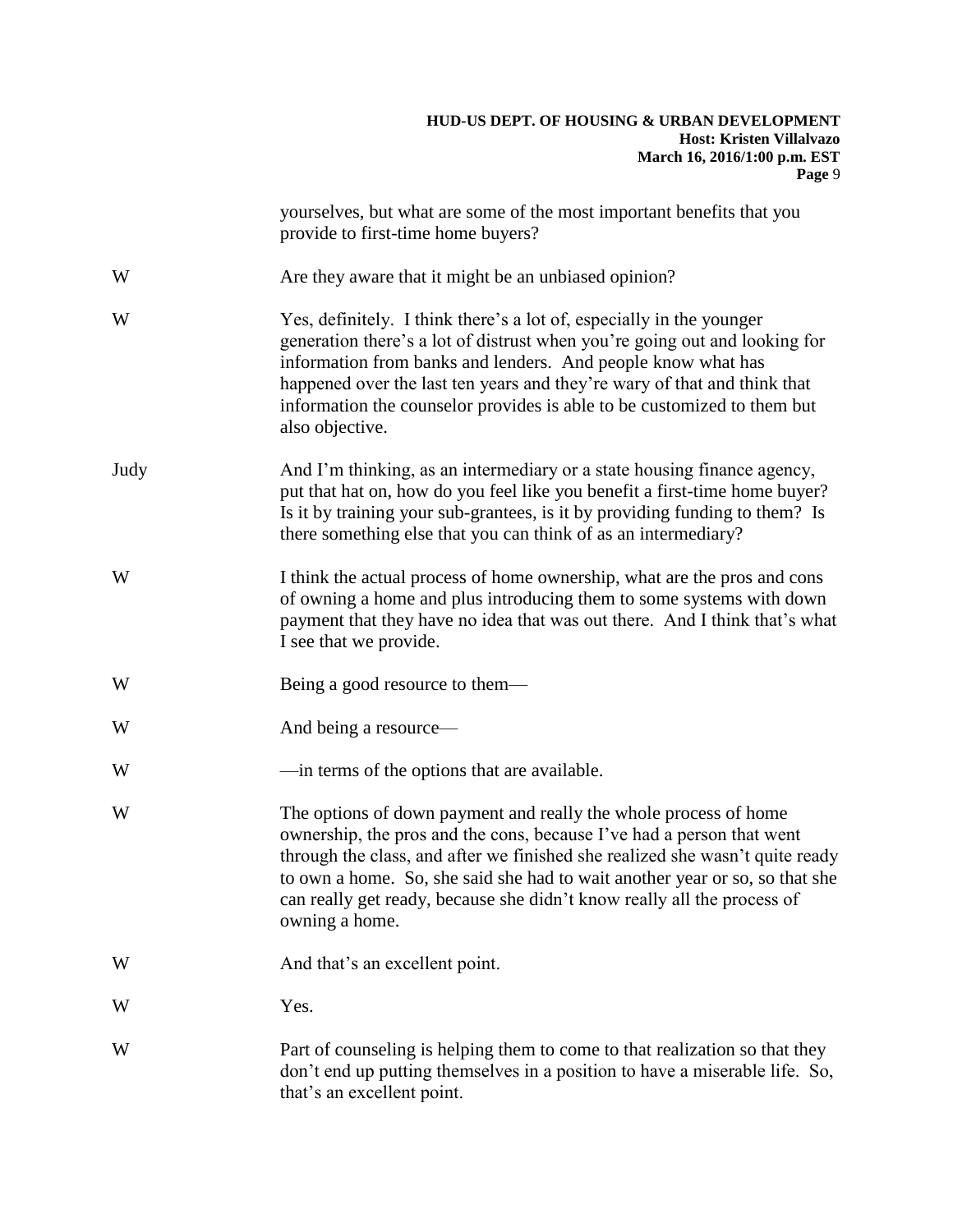yourselves, but what are some of the most important benefits that you provide to first-time home buyers?

W Are they aware that it might be an unbiased opinion?

W Yes, definitely. I think there's a lot of, especially in the younger generation there's a lot of distrust when you're going out and looking for information from banks and lenders. And people know what has happened over the last ten years and they're wary of that and think that information the counselor provides is able to be customized to them but also objective.

Judy And I'm thinking, as an intermediary or a state housing finance agency, put that hat on, how do you feel like you benefit a first-time home buyer? Is it by training your sub-grantees, is it by providing funding to them? Is there something else that you can think of as an intermediary?

W I think the actual process of home ownership, what are the pros and cons of owning a home and plus introducing them to some systems with down payment that they have no idea that was out there. And I think that's what I see that we provide.

W Being a good resource to them—

W And being a resource—

W —in terms of the options that are available.

W The options of down payment and really the whole process of home ownership, the pros and the cons, because I've had a person that went through the class, and after we finished she realized she wasn't quite ready to own a home. So, she said she had to wait another year or so, so that she can really get ready, because she didn't know really all the process of owning a home.

W And that's an excellent point.

W Yes.

W Part of counseling is helping them to come to that realization so that they don't end up putting themselves in a position to have a miserable life. So, that's an excellent point.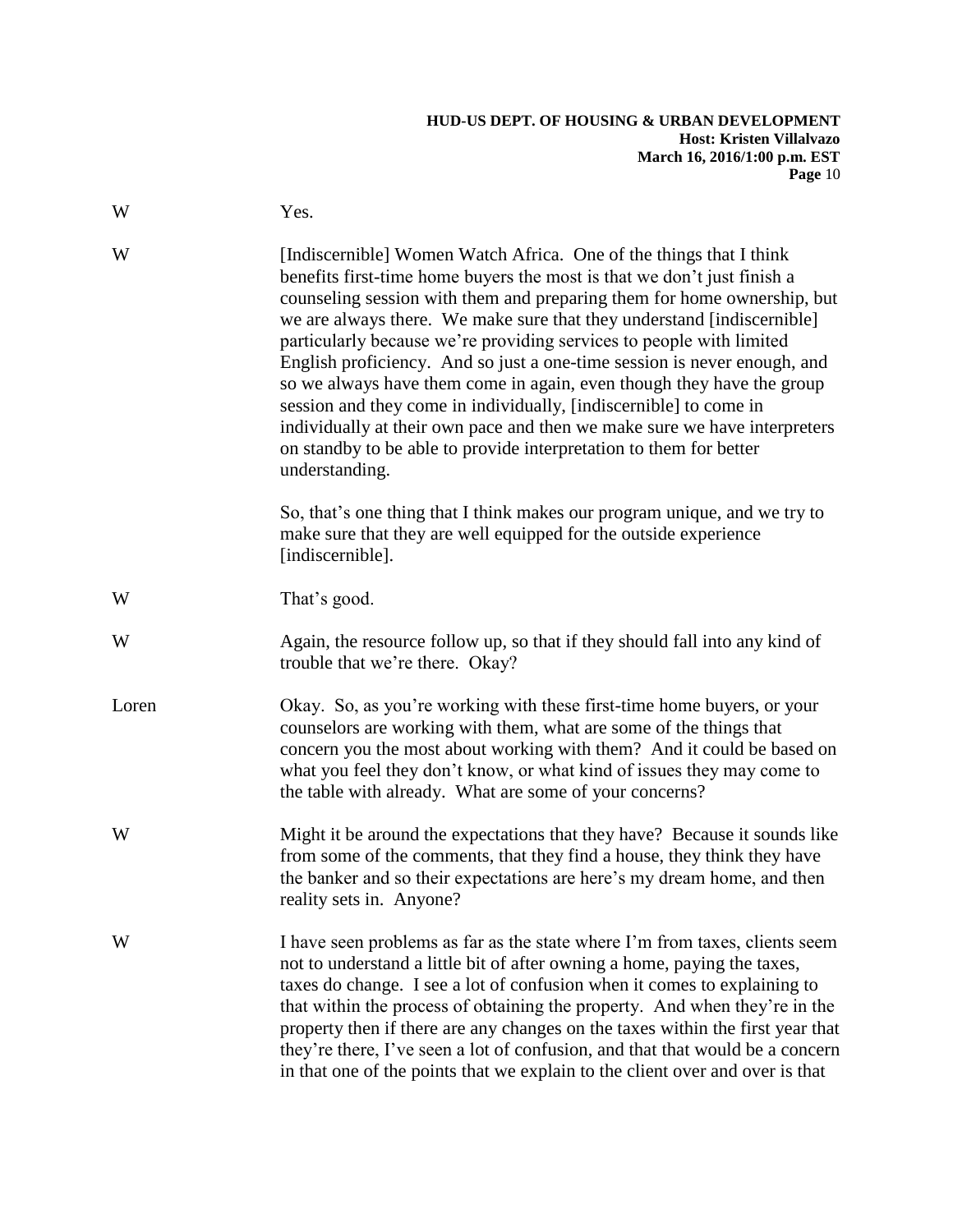W Yes.

W [Indiscernible] Women Watch Africa. One of the things that I think benefits first-time home buyers the most is that we don't just finish a counseling session with them and preparing them for home ownership, but we are always there. We make sure that they understand [indiscernible] particularly because we're providing services to people with limited English proficiency. And so just a one-time session is never enough, and so we always have them come in again, even though they have the group session and they come in individually, [indiscernible] to come in individually at their own pace and then we make sure we have interpreters on standby to be able to provide interpretation to them for better understanding.

So, that's one thing that I think makes our program unique, and we try to make sure that they are well equipped for the outside experience [indiscernible].

W That's good.

W Again, the resource follow up, so that if they should fall into any kind of trouble that we're there. Okay?

Loren Okay. So, as you're working with these first-time home buyers, or your counselors are working with them, what are some of the things that concern you the most about working with them? And it could be based on what you feel they don't know, or what kind of issues they may come to the table with already. What are some of your concerns?

W Might it be around the expectations that they have? Because it sounds like from some of the comments, that they find a house, they think they have the banker and so their expectations are here's my dream home, and then reality sets in. Anyone?

W I have seen problems as far as the state where I'm from taxes, clients seem not to understand a little bit of after owning a home, paying the taxes, taxes do change. I see a lot of confusion when it comes to explaining to that within the process of obtaining the property. And when they're in the property then if there are any changes on the taxes within the first year that they're there, I've seen a lot of confusion, and that that would be a concern in that one of the points that we explain to the client over and over is that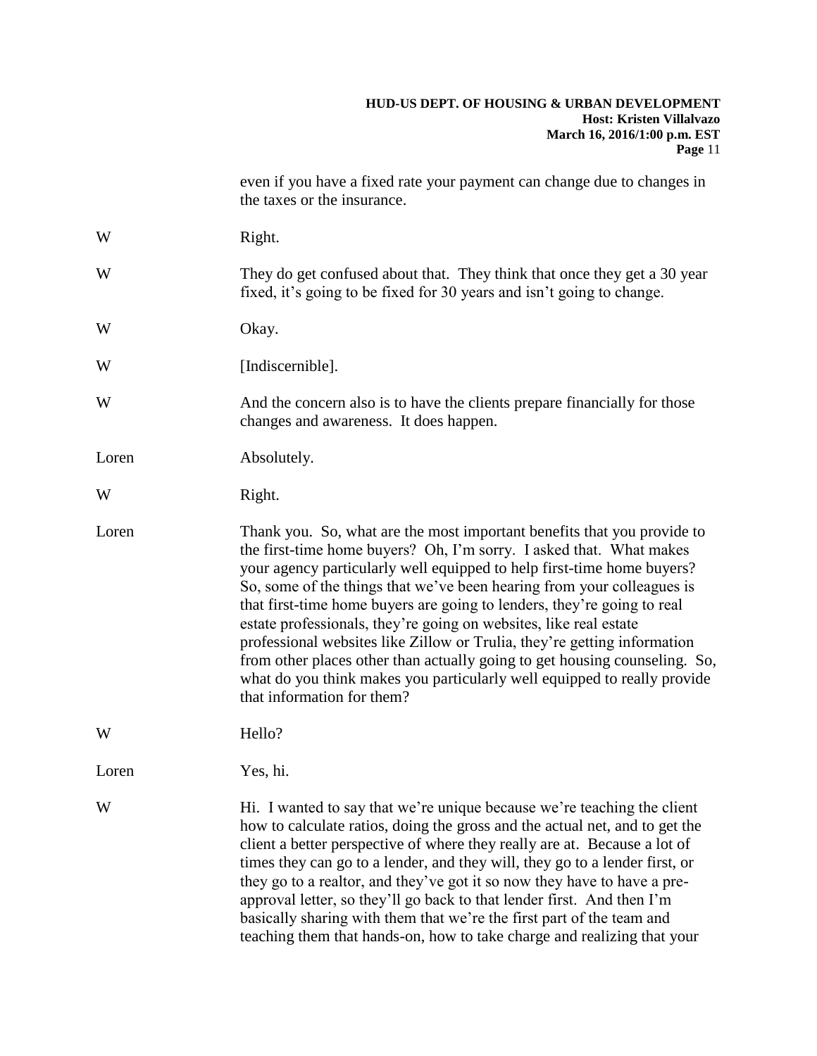even if you have a fixed rate your payment can change due to changes in the taxes or the insurance.

W: Right.

W: They do get confused about that. They think that once they get a 30 year fixed, it's going to be fixed for 30 years and isn't going to change.

W: Okay.

W: [Indiscernible].

W: And the concern also is to have the clients prepare financially for those changes and awareness. It does happen.

Loren: Absolutely.

W: Right.

Loren: Thank you. So, what are the most important benefits that you provide to the first-time home buyers? Oh, I'm sorry. I asked that. What makes your agency particularly well equipped to help first-time home buyers? So, some of the things that we've been hearing from your colleagues is that first-time home buyers are going to lenders, they're going to real estate professionals, they're going on websites, like real estate professional websites like Zillow or Trulia, they're getting information from other places other than actually going to get housing counseling. So, what do you think makes you particularly well equipped to really provide that information for them?

W: Hello?

Loren: Yes, hi.

W: Hi. I wanted to say that we're unique because we're teaching the client how to calculate ratios, doing the gross and the actual net, and to get the client a better perspective of where they really are at. Because a lot of times they can go to a lender, and they will, they go to a lender first, or they go to a realtor, and they've got it so now they have to have a pre-approval letter, so they'll go back to that lender first. And then I'm basically sharing with them that we're the first part of the team and teaching them that hands-on, how to take charge and realizing that your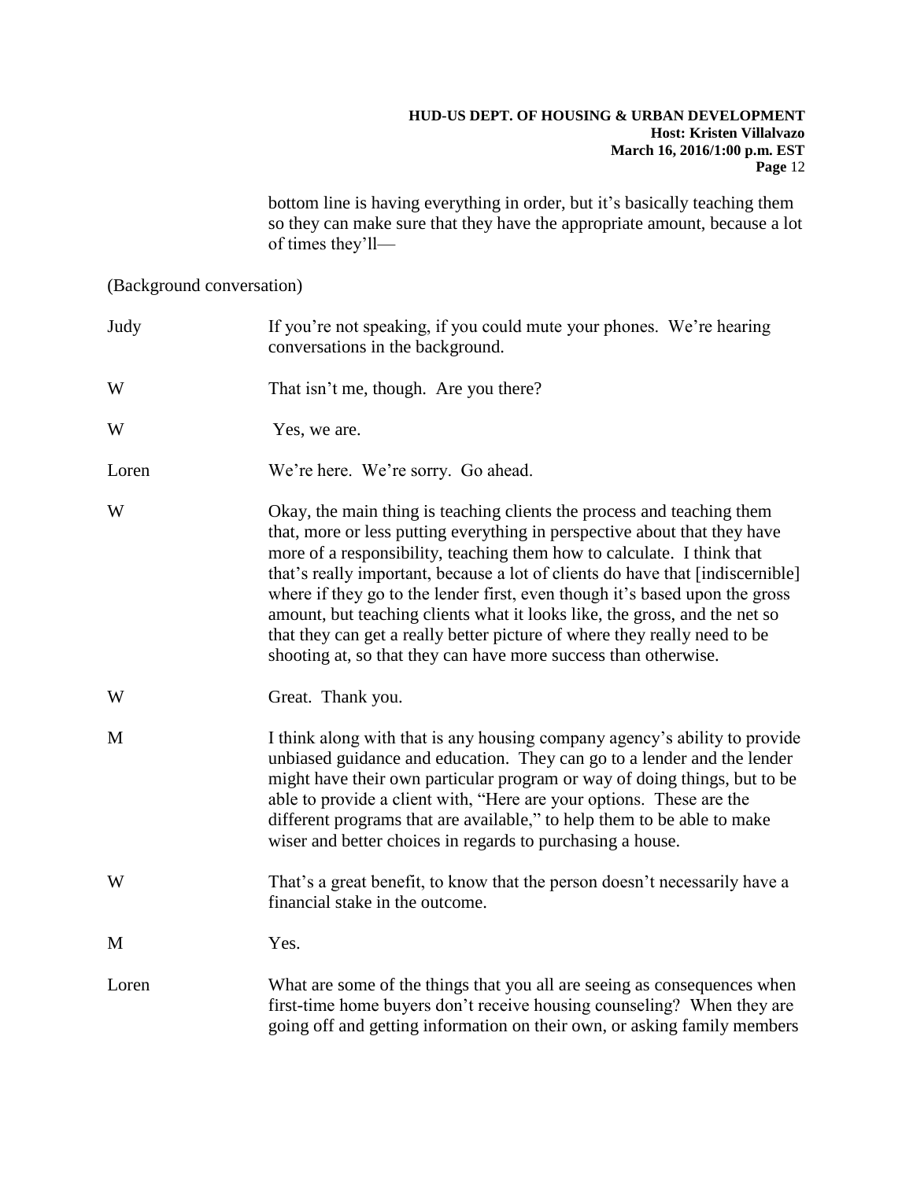bottom line is having everything in order, but it's basically teaching them so they can make sure that they have the appropriate amount, because a lot of times they'll—

(Background conversation)

Judy If you're not speaking, if you could mute your phones. We're hearing conversations in the background.

W That isn't me, though. Are you there?

W Yes, we are.

Loren We're here. We're sorry. Go ahead.

W Okay, the main thing is teaching clients the process and teaching them that, more or less putting everything in perspective about that they have more of a responsibility, teaching them how to calculate. I think that that's really important, because a lot of clients do have that [indiscernible] where if they go to the lender first, even though it's based upon the gross amount, but teaching clients what it looks like, the gross, and the net so that they can get a really better picture of where they really need to be shooting at, so that they can have more success than otherwise.

W Great. Thank you.

M I think along with that is any housing company agency's ability to provide unbiased guidance and education. They can go to a lender and the lender might have their own particular program or way of doing things, but to be able to provide a client with, "Here are your options. These are the different programs that are available," to help them to be able to make wiser and better choices in regards to purchasing a house.

W That's a great benefit, to know that the person doesn't necessarily have a financial stake in the outcome.

M Yes.

Loren What are some of the things that you all are seeing as consequences when first-time home buyers don't receive housing counseling? When they are going off and getting information on their own, or asking family members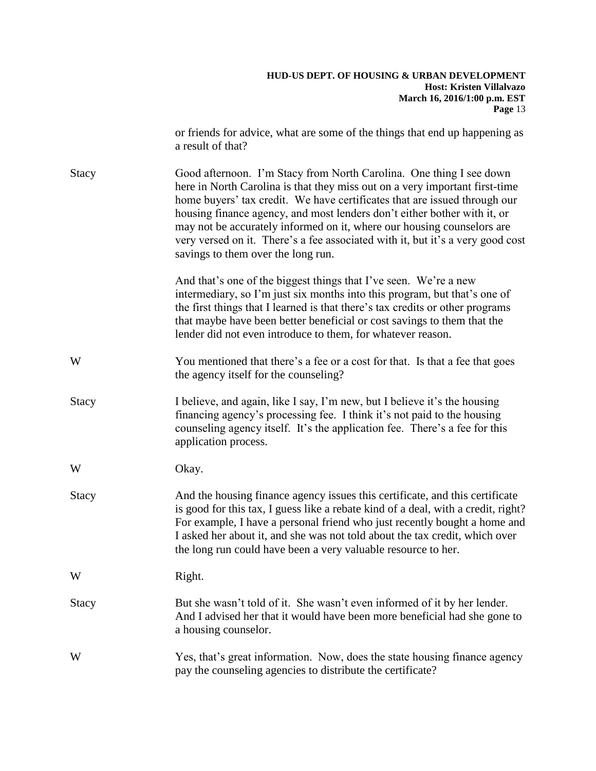or friends for advice, what are some of the things that end up happening as a result of that?

Stacy	Good afternoon. I'm Stacy from North Carolina. One thing I see down here in North Carolina is that they miss out on a very important first-time home buyers' tax credit. We have certificates that are issued through our housing finance agency, and most lenders don't either bother with it, or may not be accurately informed on it, where our housing counselors are very versed on it. There's a fee associated with it, but it's a very good cost savings to them over the long run.

And that's one of the biggest things that I've seen. We're a new intermediary, so I'm just six months into this program, but that's one of the first things that I learned is that there's tax credits or other programs that maybe have been better beneficial or cost savings to them that the lender did not even introduce to them, for whatever reason.

W	You mentioned that there's a fee or a cost for that. Is that a fee that goes the agency itself for the counseling?

Stacy	I believe, and again, like I say, I'm new, but I believe it's the housing financing agency's processing fee. I think it's not paid to the housing counseling agency itself. It's the application fee. There's a fee for this application process.

W	Okay.

Stacy	And the housing finance agency issues this certificate, and this certificate is good for this tax, I guess like a rebate kind of a deal, with a credit, right? For example, I have a personal friend who just recently bought a home and I asked her about it, and she was not told about the tax credit, which over the long run could have been a very valuable resource to her.

W	Right.

Stacy	But she wasn't told of it. She wasn't even informed of it by her lender. And I advised her that it would have been more beneficial had she gone to a housing counselor.

W	Yes, that's great information. Now, does the state housing finance agency pay the counseling agencies to distribute the certificate?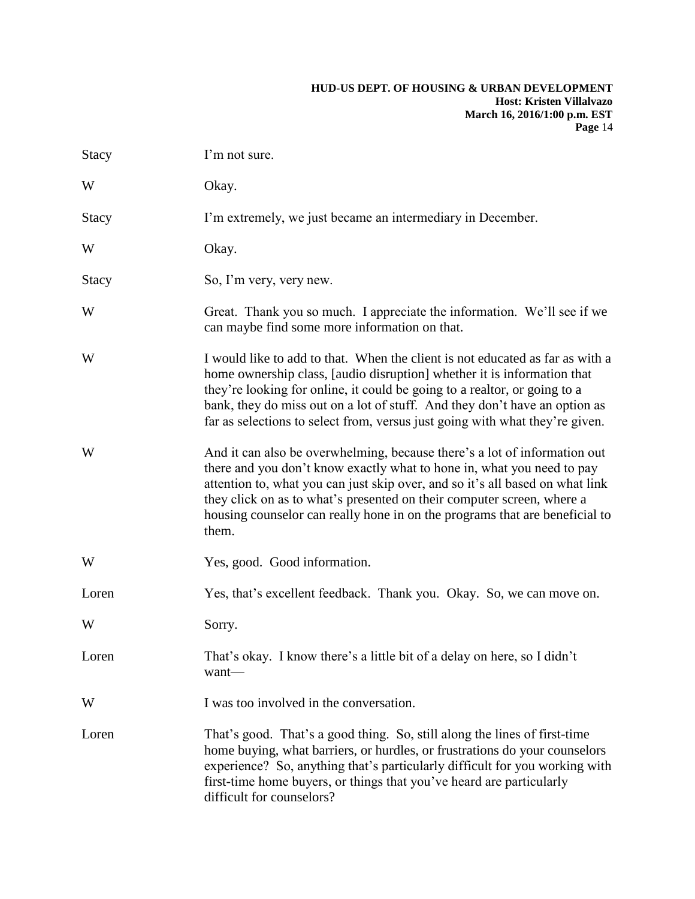Stacy I'm not sure.

W Okay.

Stacy I'm extremely, we just became an intermediary in December.

W Okay.

Stacy So, I'm very, very new.

W Great. Thank you so much. I appreciate the information. We'll see if we can maybe find some more information on that.

W I would like to add to that. When the client is not educated as far as with a home ownership class, [audio disruption] whether it is information that they're looking for online, it could be going to a realtor, or going to a bank, they do miss out on a lot of stuff. And they don't have an option as far as selections to select from, versus just going with what they're given.

W And it can also be overwhelming, because there's a lot of information out there and you don't know exactly what to hone in, what you need to pay attention to, what you can just skip over, and so it's all based on what link they click on as to what's presented on their computer screen, where a housing counselor can really hone in on the programs that are beneficial to them.

W Yes, good. Good information.

Loren Yes, that's excellent feedback. Thank you. Okay. So, we can move on.

W Sorry.

Loren That's okay. I know there's a little bit of a delay on here, so I didn't want—

W I was too involved in the conversation.

Loren That's good. That's a good thing. So, still along the lines of first-time home buying, what barriers, or hurdles, or frustrations do your counselors experience? So, anything that's particularly difficult for you working with first-time home buyers, or things that you've heard are particularly difficult for counselors?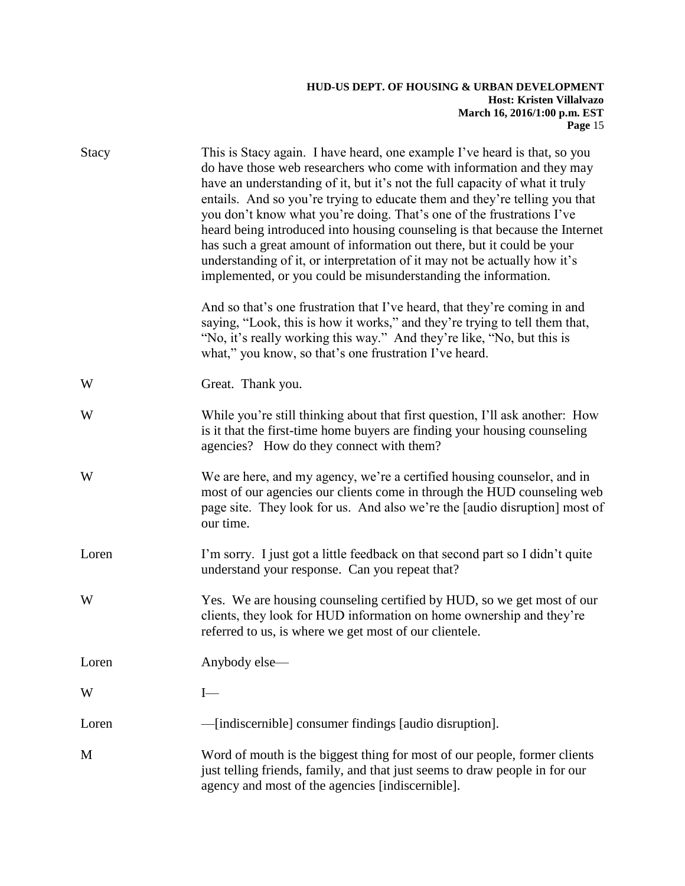Stacy This is Stacy again. I have heard, one example I've heard is that, so you do have those web researchers who come with information and they may have an understanding of it, but it's not the full capacity of what it truly entails. And so you're trying to educate them and they're telling you that you don't know what you're doing. That's one of the frustrations I've heard being introduced into housing counseling is that because the Internet has such a great amount of information out there, but it could be your understanding of it, or interpretation of it may not be actually how it's implemented, or you could be misunderstanding the information.

And so that's one frustration that I've heard, that they're coming in and saying, "Look, this is how it works," and they're trying to tell them that, "No, it's really working this way." And they're like, "No, but this is what," you know, so that's one frustration I've heard.

W Great. Thank you.

W While you're still thinking about that first question, I'll ask another: How is it that the first-time home buyers are finding your housing counseling agencies? How do they connect with them?

W We are here, and my agency, we're a certified housing counselor, and in most of our agencies our clients come in through the HUD counseling web page site. They look for us. And also we're the [audio disruption] most of our time.

Loren I'm sorry. I just got a little feedback on that second part so I didn't quite understand your response. Can you repeat that?

W Yes. We are housing counseling certified by HUD, so we get most of our clients, they look for HUD information on home ownership and they're referred to us, is where we get most of our clientele.

Loren Anybody else—

W I—

Loren —[indiscernible] consumer findings [audio disruption].

M Word of mouth is the biggest thing for most of our people, former clients just telling friends, family, and that just seems to draw people in for our agency and most of the agencies [indiscernible].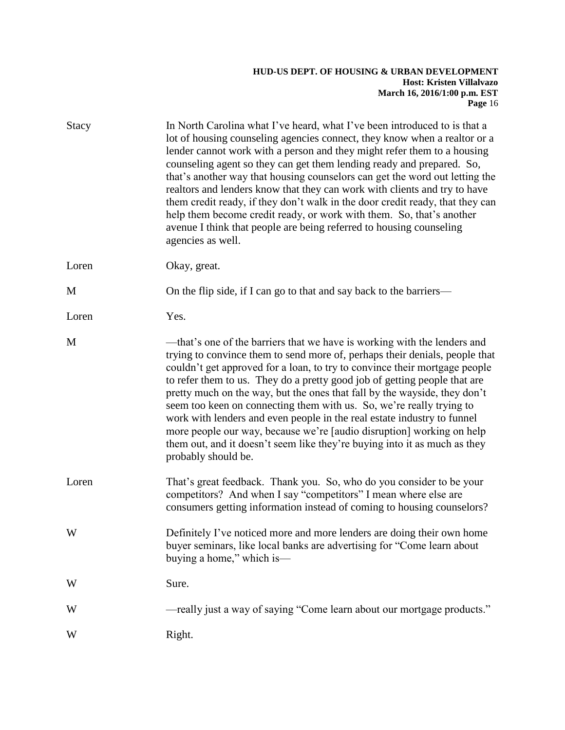Stacy In North Carolina what I've heard, what I've been introduced to is that a lot of housing counseling agencies connect, they know when a realtor or a lender cannot work with a person and they might refer them to a housing counseling agent so they can get them lending ready and prepared. So, that's another way that housing counselors can get the word out letting the realtors and lenders know that they can work with clients and try to have them credit ready, if they don't walk in the door credit ready, that they can help them become credit ready, or work with them. So, that's another avenue I think that people are being referred to housing counseling agencies as well.

Loren Okay, great.

M On the flip side, if I can go to that and say back to the barriers—

Loren Yes.

M —that's one of the barriers that we have is working with the lenders and trying to convince them to send more of, perhaps their denials, people that couldn't get approved for a loan, to try to convince their mortgage people to refer them to us. They do a pretty good job of getting people that are pretty much on the way, but the ones that fall by the wayside, they don't seem too keen on connecting them with us. So, we're really trying to work with lenders and even people in the real estate industry to funnel more people our way, because we're [audio disruption] working on help them out, and it doesn't seem like they're buying into it as much as they probably should be.

Loren That's great feedback. Thank you. So, who do you consider to be your competitors? And when I say "competitors" I mean where else are consumers getting information instead of coming to housing counselors?

W Definitely I've noticed more and more lenders are doing their own home buyer seminars, like local banks are advertising for "Come learn about buying a home," which is—

W Sure.

W —really just a way of saying "Come learn about our mortgage products."

W Right.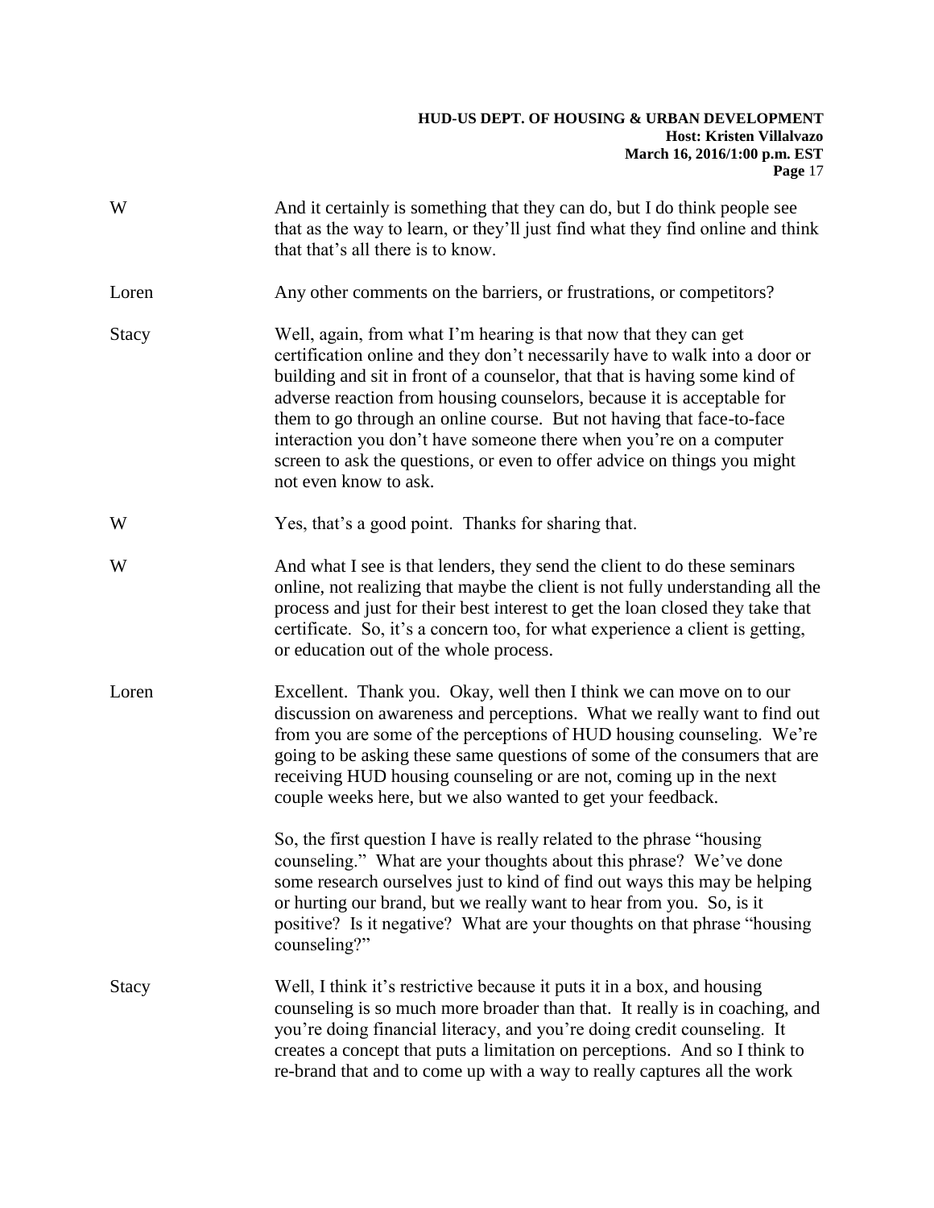W	And it certainly is something that they can do, but I do think people see that as the way to learn, or they'll just find what they find online and think that that's all there is to know.

Loren	Any other comments on the barriers, or frustrations, or competitors?

Stacy	Well, again, from what I'm hearing is that now that they can get certification online and they don't necessarily have to walk into a door or building and sit in front of a counselor, that that is having some kind of adverse reaction from housing counselors, because it is acceptable for them to go through an online course. But not having that face-to-face interaction you don't have someone there when you're on a computer screen to ask the questions, or even to offer advice on things you might not even know to ask.

W	Yes, that's a good point. Thanks for sharing that.

W	And what I see is that lenders, they send the client to do these seminars online, not realizing that maybe the client is not fully understanding all the process and just for their best interest to get the loan closed they take that certificate. So, it's a concern too, for what experience a client is getting, or education out of the whole process.

Loren	Excellent. Thank you. Okay, well then I think we can move on to our discussion on awareness and perceptions. What we really want to find out from you are some of the perceptions of HUD housing counseling. We're going to be asking these same questions of some of the consumers that are receiving HUD housing counseling or are not, coming up in the next couple weeks here, but we also wanted to get your feedback.

	So, the first question I have is really related to the phrase "housing counseling." What are your thoughts about this phrase? We've done some research ourselves just to kind of find out ways this may be helping or hurting our brand, but we really want to hear from you. So, is it positive? Is it negative? What are your thoughts on that phrase "housing counseling?"

Stacy	Well, I think it's restrictive because it puts it in a box, and housing counseling is so much more broader than that. It really is in coaching, and you're doing financial literacy, and you're doing credit counseling. It creates a concept that puts a limitation on perceptions. And so I think to re-brand that and to come up with a way to really captures all the work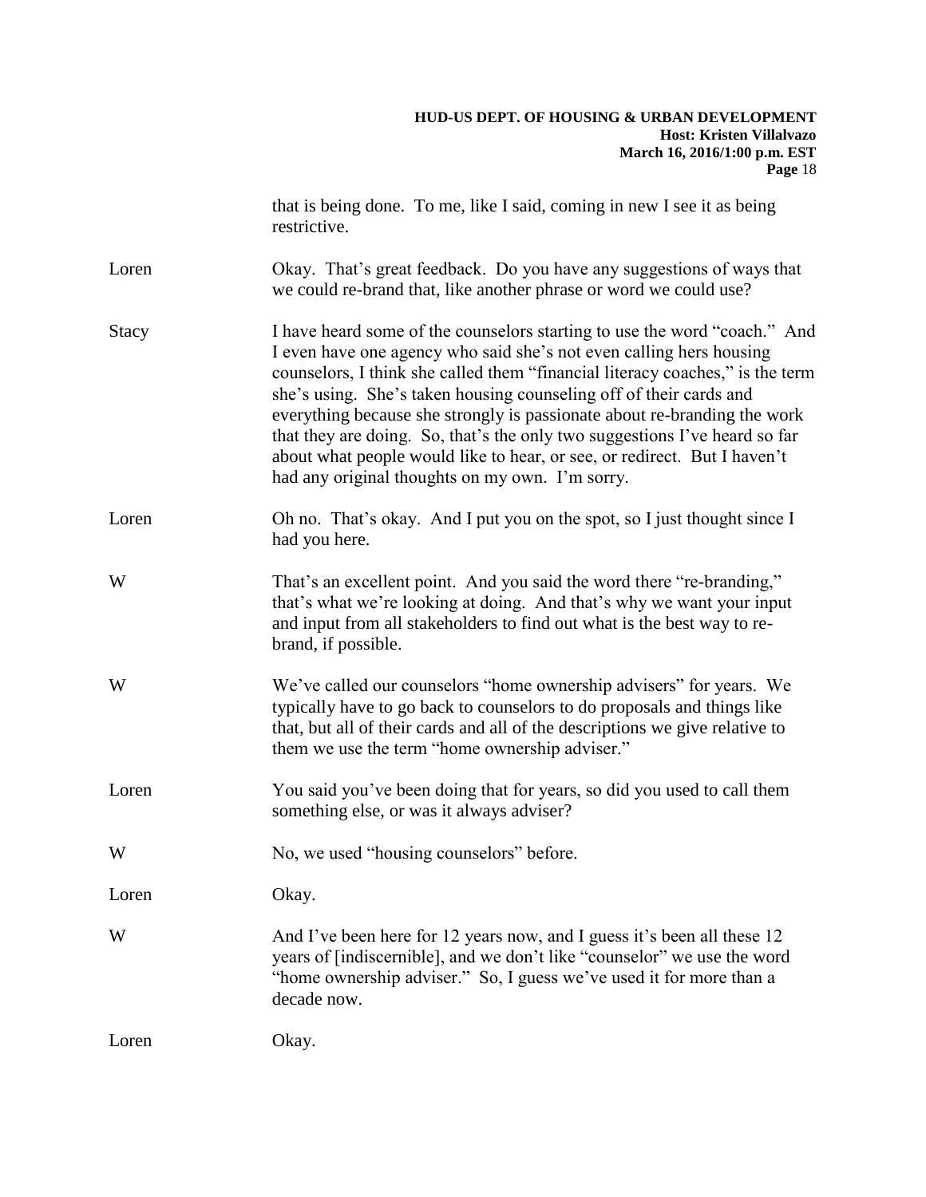that is being done. To me, like I said, coming in new I see it as being restrictive.

Loren Okay. That's great feedback. Do you have any suggestions of ways that we could re-brand that, like another phrase or word we could use?

Stacy I have heard some of the counselors starting to use the word "coach." And I even have one agency who said she's not even calling hers housing counselors, I think she called them "financial literacy coaches," is the term she's using. She's taken housing counseling off of their cards and everything because she strongly is passionate about re-branding the work that they are doing. So, that's the only two suggestions I've heard so far about what people would like to hear, or see, or redirect. But I haven't had any original thoughts on my own. I'm sorry.

Loren Oh no. That's okay. And I put you on the spot, so I just thought since I had you here.

W That's an excellent point. And you said the word there "re-branding," that's what we're looking at doing. And that's why we want your input and input from all stakeholders to find out what is the best way to re-brand, if possible.

W We've called our counselors "home ownership advisers" for years. We typically have to go back to counselors to do proposals and things like that, but all of their cards and all of the descriptions we give relative to them we use the term "home ownership adviser."

Loren You said you've been doing that for years, so did you used to call them something else, or was it always adviser?

W No, we used "housing counselors" before.

Loren Okay.

W And I've been here for 12 years now, and I guess it's been all these 12 years of [indiscernible], and we don't like "counselor" we use the word "home ownership adviser." So, I guess we've used it for more than a decade now.

Loren Okay.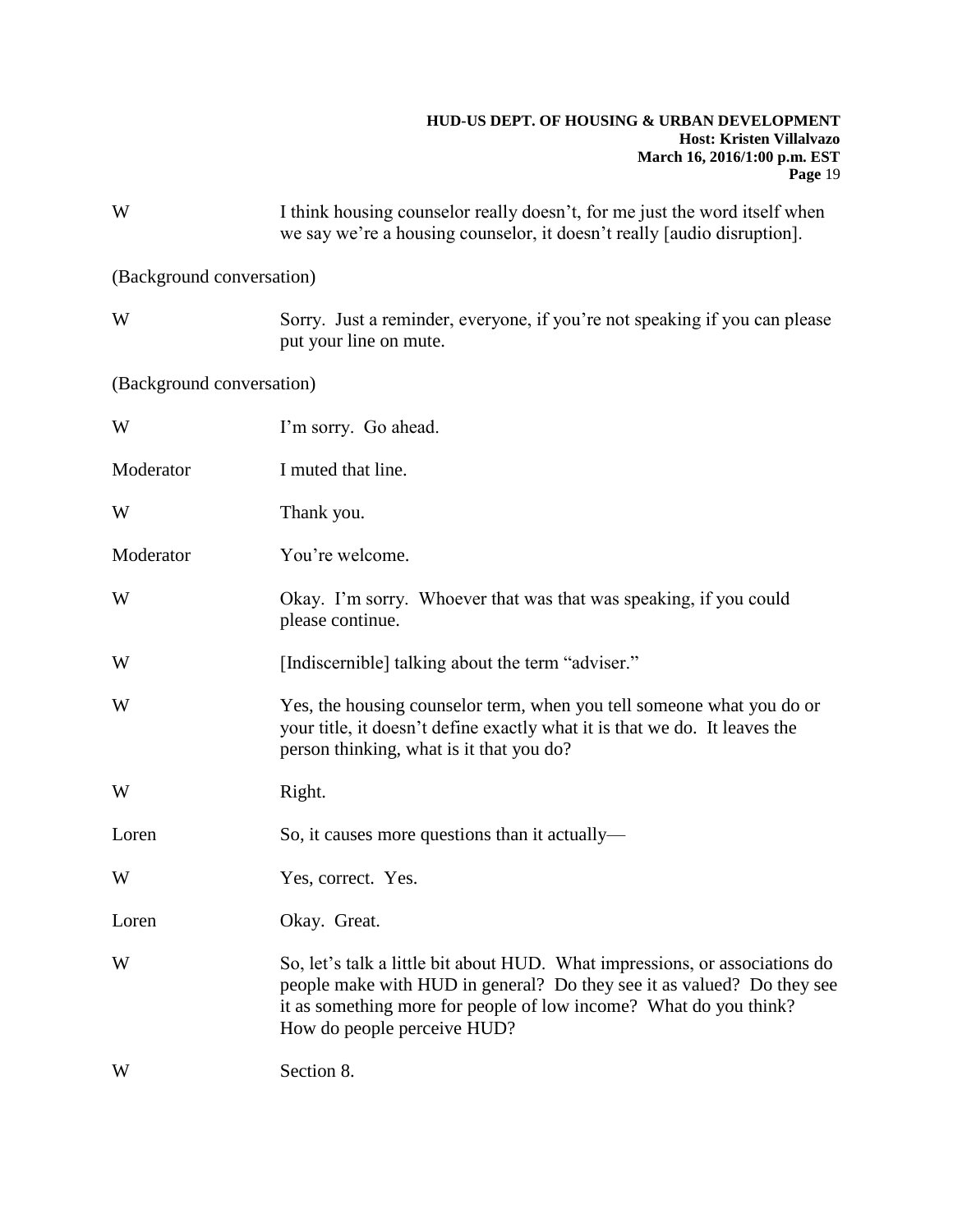W I think housing counselor really doesn't, for me just the word itself when we say we're a housing counselor, it doesn't really [audio disruption].

(Background conversation)

W Sorry. Just a reminder, everyone, if you're not speaking if you can please put your line on mute.

(Background conversation)

W I'm sorry. Go ahead.

Moderator I muted that line.

W Thank you.

Moderator You're welcome.

W Okay. I'm sorry. Whoever that was that was speaking, if you could please continue.

W [Indiscernible] talking about the term "adviser."

W Yes, the housing counselor term, when you tell someone what you do or your title, it doesn't define exactly what it is that we do. It leaves the person thinking, what is it that you do?

W Right.

Loren So, it causes more questions than it actually—

W Yes, correct. Yes.

Loren Okay. Great.

W So, let's talk a little bit about HUD. What impressions, or associations do people make with HUD in general? Do they see it as valued? Do they see it as something more for people of low income? What do you think? How do people perceive HUD?

W Section 8.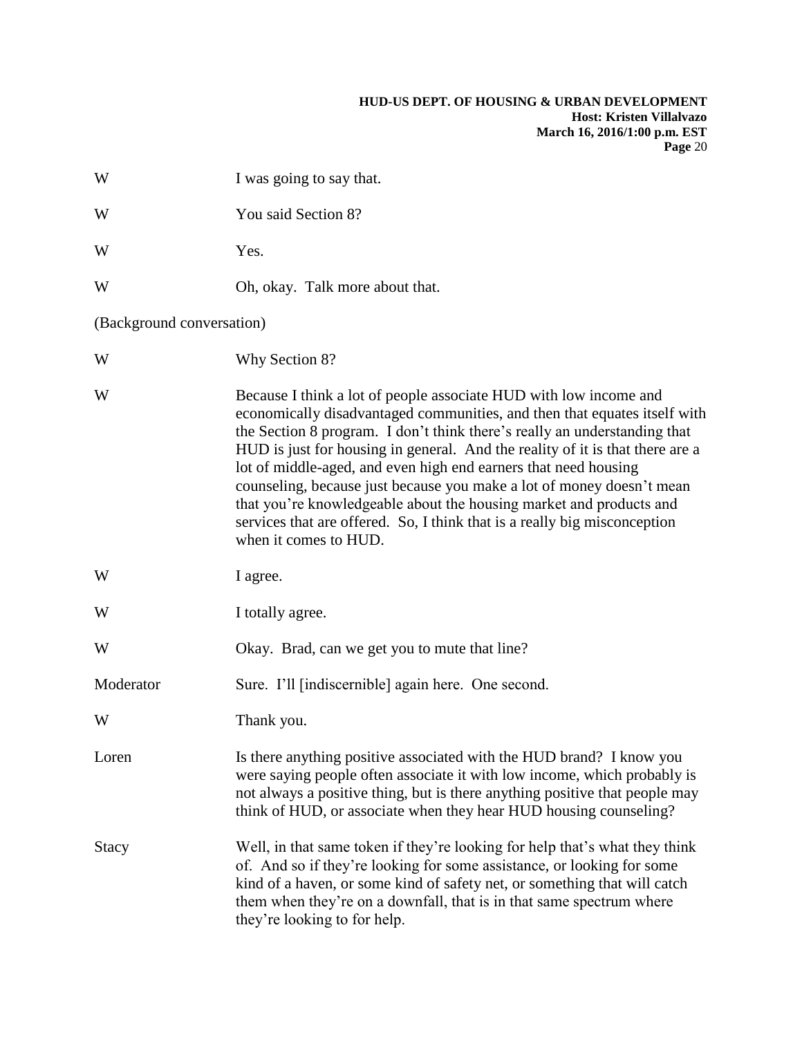W I was going to say that.

W You said Section 8?

W Yes.

W Oh, okay. Talk more about that.

(Background conversation)

W Why Section 8?

W Because I think a lot of people associate HUD with low income and economically disadvantaged communities, and then that equates itself with the Section 8 program. I don't think there's really an understanding that HUD is just for housing in general. And the reality of it is that there are a lot of middle-aged, and even high end earners that need housing counseling, because just because you make a lot of money doesn't mean that you're knowledgeable about the housing market and products and services that are offered. So, I think that is a really big misconception when it comes to HUD.

W I agree.

W I totally agree.

W Okay. Brad, can we get you to mute that line?

Moderator Sure. I'll [indiscernible] again here. One second.

W Thank you.

Loren Is there anything positive associated with the HUD brand? I know you were saying people often associate it with low income, which probably is not always a positive thing, but is there anything positive that people may think of HUD, or associate when they hear HUD housing counseling?

Stacy Well, in that same token if they're looking for help that's what they think of. And so if they're looking for some assistance, or looking for some kind of a haven, or some kind of safety net, or something that will catch them when they're on a downfall, that is in that same spectrum where they're looking to for help.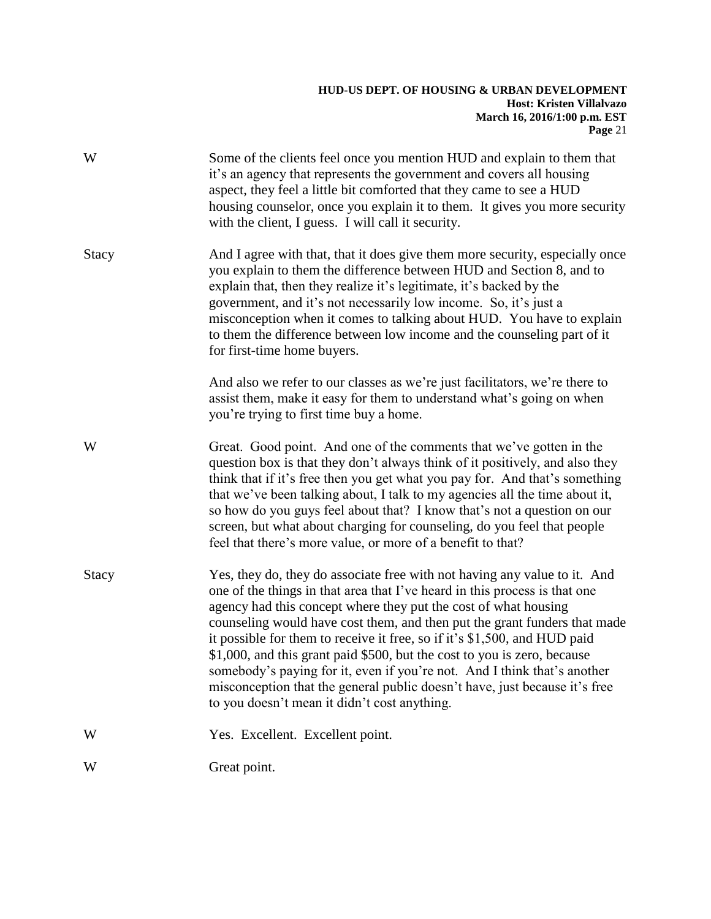W Some of the clients feel once you mention HUD and explain to them that it's an agency that represents the government and covers all housing aspect, they feel a little bit comforted that they came to see a HUD housing counselor, once you explain it to them. It gives you more security with the client, I guess. I will call it security.

Stacy And I agree with that, that it does give them more security, especially once you explain to them the difference between HUD and Section 8, and to explain that, then they realize it's legitimate, it's backed by the government, and it's not necessarily low income. So, it's just a misconception when it comes to talking about HUD. You have to explain to them the difference between low income and the counseling part of it for first-time home buyers.

And also we refer to our classes as we're just facilitators, we're there to assist them, make it easy for them to understand what's going on when you're trying to first time buy a home.

W Great. Good point. And one of the comments that we've gotten in the question box is that they don't always think of it positively, and also they think that if it's free then you get what you pay for. And that's something that we've been talking about, I talk to my agencies all the time about it, so how do you guys feel about that? I know that's not a question on our screen, but what about charging for counseling, do you feel that people feel that there's more value, or more of a benefit to that?

Stacy Yes, they do, they do associate free with not having any value to it. And one of the things in that area that I've heard in this process is that one agency had this concept where they put the cost of what housing counseling would have cost them, and then put the grant funders that made it possible for them to receive it free, so if it's $1,500, and HUD paid $1,000, and this grant paid $500, but the cost to you is zero, because somebody's paying for it, even if you're not. And I think that's another misconception that the general public doesn't have, just because it's free to you doesn't mean it didn't cost anything.

W Yes. Excellent. Excellent point.

W Great point.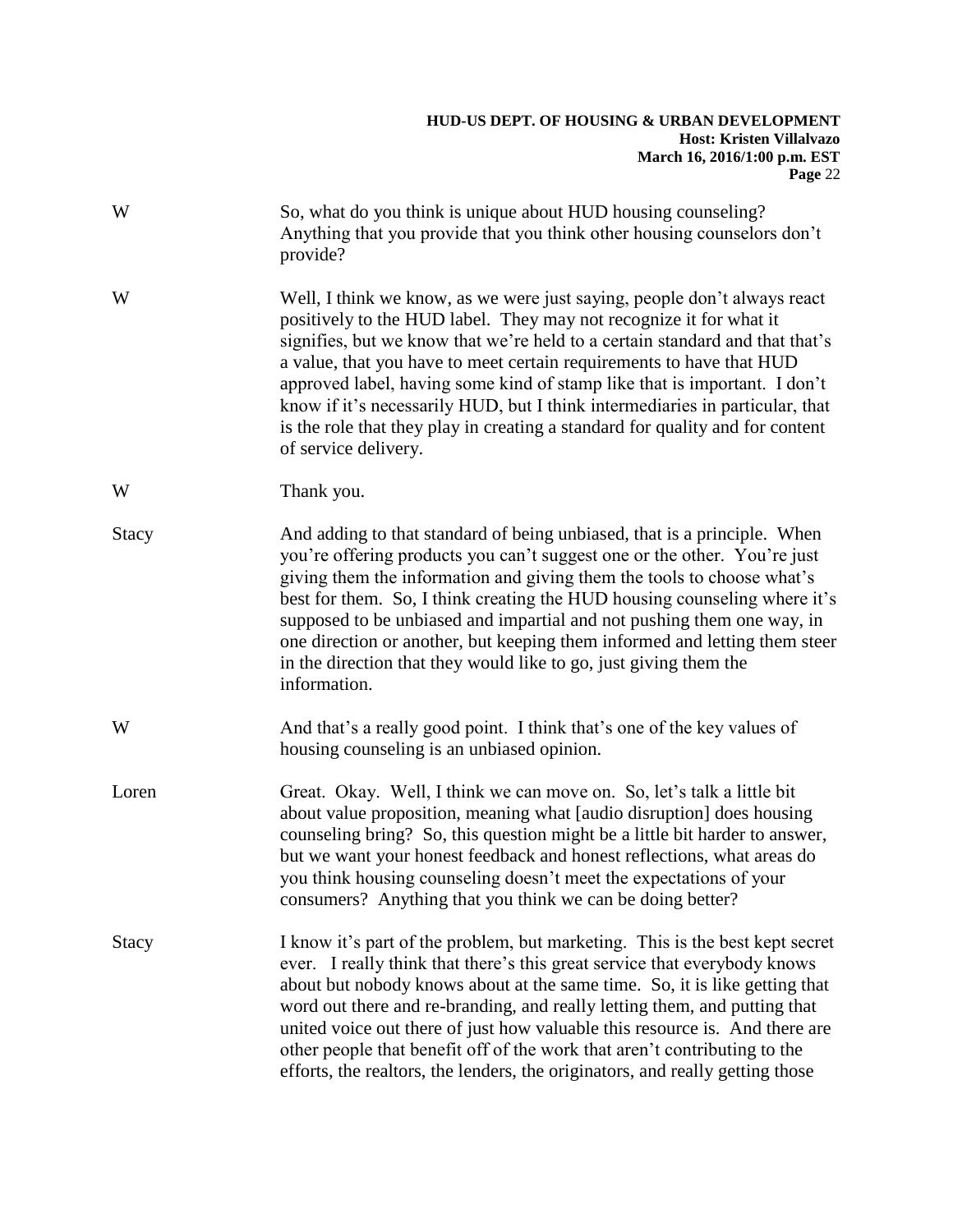W So, what do you think is unique about HUD housing counseling? Anything that you provide that you think other housing counselors don't provide?

W Well, I think we know, as we were just saying, people don't always react positively to the HUD label. They may not recognize it for what it signifies, but we know that we're held to a certain standard and that that's a value, that you have to meet certain requirements to have that HUD approved label, having some kind of stamp like that is important. I don't know if it's necessarily HUD, but I think intermediaries in particular, that is the role that they play in creating a standard for quality and for content of service delivery.

W Thank you.

Stacy And adding to that standard of being unbiased, that is a principle. When you're offering products you can't suggest one or the other. You're just giving them the information and giving them the tools to choose what's best for them. So, I think creating the HUD housing counseling where it's supposed to be unbiased and impartial and not pushing them one way, in one direction or another, but keeping them informed and letting them steer in the direction that they would like to go, just giving them the information.

W And that's a really good point. I think that's one of the key values of housing counseling is an unbiased opinion.

Loren Great. Okay. Well, I think we can move on. So, let's talk a little bit about value proposition, meaning what [audio disruption] does housing counseling bring? So, this question might be a little bit harder to answer, but we want your honest feedback and honest reflections, what areas do you think housing counseling doesn't meet the expectations of your consumers? Anything that you think we can be doing better?

Stacy I know it's part of the problem, but marketing. This is the best kept secret ever. I really think that there's this great service that everybody knows about but nobody knows about at the same time. So, it is like getting that word out there and re-branding, and really letting them, and putting that united voice out there of just how valuable this resource is. And there are other people that benefit off of the work that aren't contributing to the efforts, the realtors, the lenders, the originators, and really getting those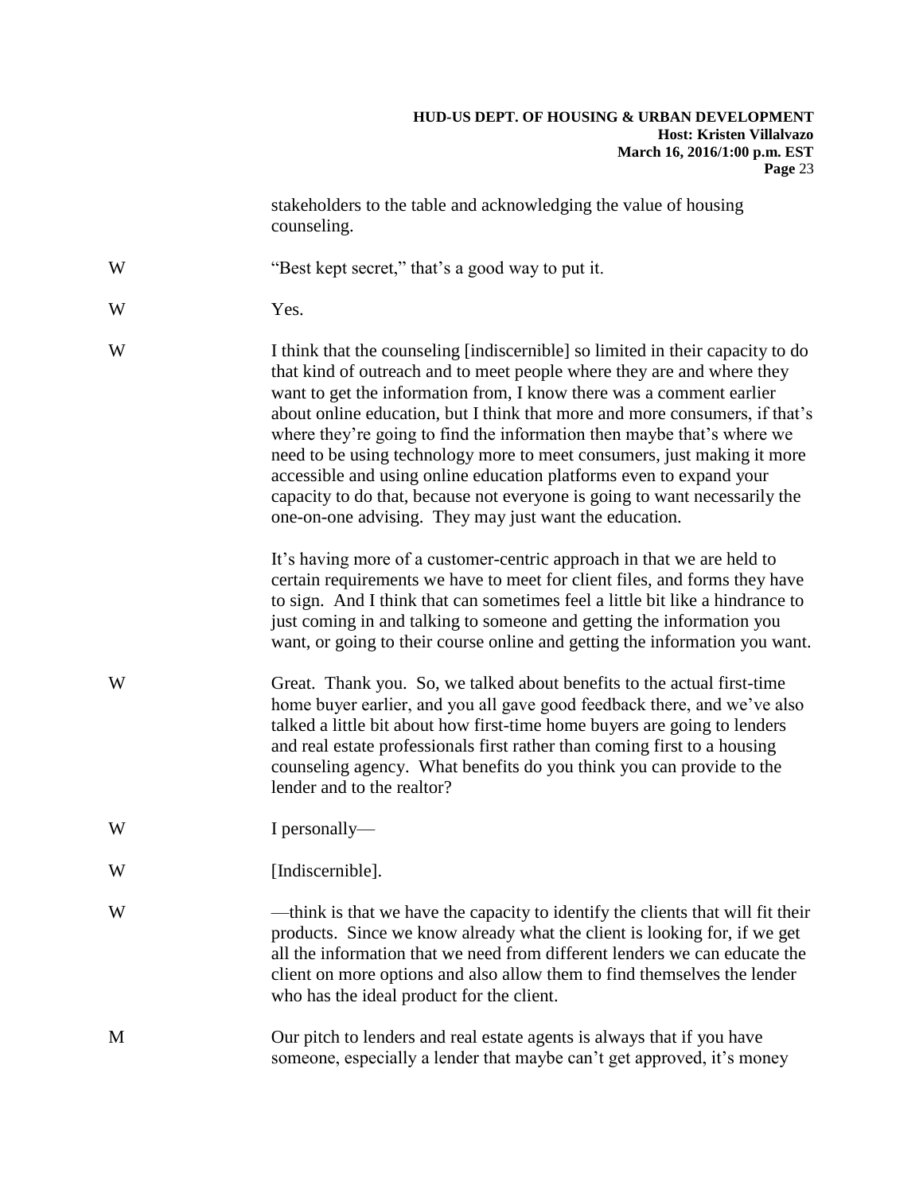stakeholders to the table and acknowledging the value of housing counseling.

W "Best kept secret," that's a good way to put it.

W Yes.

W I think that the counseling [indiscernible] so limited in their capacity to do that kind of outreach and to meet people where they are and where they want to get the information from, I know there was a comment earlier about online education, but I think that more and more consumers, if that's where they're going to find the information then maybe that's where we need to be using technology more to meet consumers, just making it more accessible and using online education platforms even to expand your capacity to do that, because not everyone is going to want necessarily the one-on-one advising. They may just want the education.

It's having more of a customer-centric approach in that we are held to certain requirements we have to meet for client files, and forms they have to sign. And I think that can sometimes feel a little bit like a hindrance to just coming in and talking to someone and getting the information you want, or going to their course online and getting the information you want.

W Great. Thank you. So, we talked about benefits to the actual first-time home buyer earlier, and you all gave good feedback there, and we've also talked a little bit about how first-time home buyers are going to lenders and real estate professionals first rather than coming first to a housing counseling agency. What benefits do you think you can provide to the lender and to the realtor?

W I personally—

W [Indiscernible].

W —think is that we have the capacity to identify the clients that will fit their products. Since we know already what the client is looking for, if we get all the information that we need from different lenders we can educate the client on more options and also allow them to find themselves the lender who has the ideal product for the client.

M Our pitch to lenders and real estate agents is always that if you have someone, especially a lender that maybe can't get approved, it's money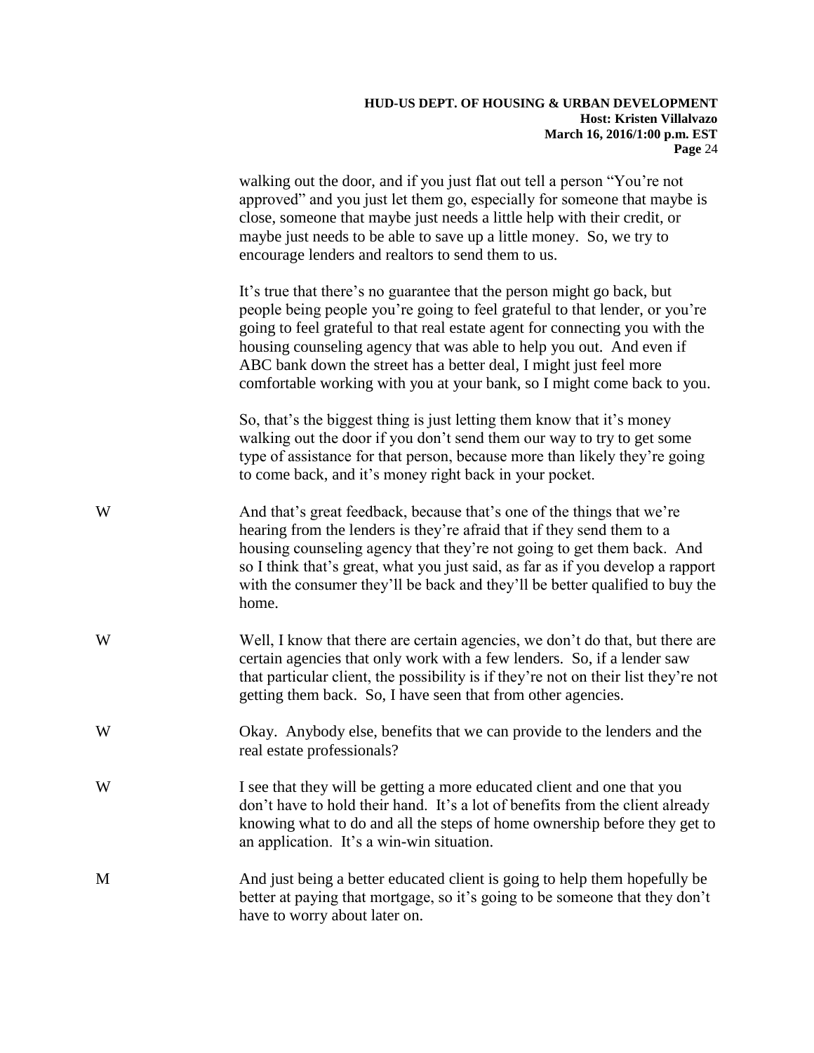walking out the door, and if you just flat out tell a person "You're not approved" and you just let them go, especially for someone that maybe is close, someone that maybe just needs a little help with their credit, or maybe just needs to be able to save up a little money. So, we try to encourage lenders and realtors to send them to us.

It's true that there's no guarantee that the person might go back, but people being people you're going to feel grateful to that lender, or you're going to feel grateful to that real estate agent for connecting you with the housing counseling agency that was able to help you out. And even if ABC bank down the street has a better deal, I might just feel more comfortable working with you at your bank, so I might come back to you.

So, that's the biggest thing is just letting them know that it's money walking out the door if you don't send them our way to try to get some type of assistance for that person, because more than likely they're going to come back, and it's money right back in your pocket.

W — And that's great feedback, because that's one of the things that we're hearing from the lenders is they're afraid that if they send them to a housing counseling agency that they're not going to get them back. And so I think that's great, what you just said, as far as if you develop a rapport with the consumer they'll be back and they'll be better qualified to buy the home.

W — Well, I know that there are certain agencies, we don't do that, but there are certain agencies that only work with a few lenders. So, if a lender saw that particular client, the possibility is if they're not on their list they're not getting them back. So, I have seen that from other agencies.

W — Okay. Anybody else, benefits that we can provide to the lenders and the real estate professionals?

W — I see that they will be getting a more educated client and one that you don't have to hold their hand. It's a lot of benefits from the client already knowing what to do and all the steps of home ownership before they get to an application. It's a win-win situation.

M — And just being a better educated client is going to help them hopefully be better at paying that mortgage, so it's going to be someone that they don't have to worry about later on.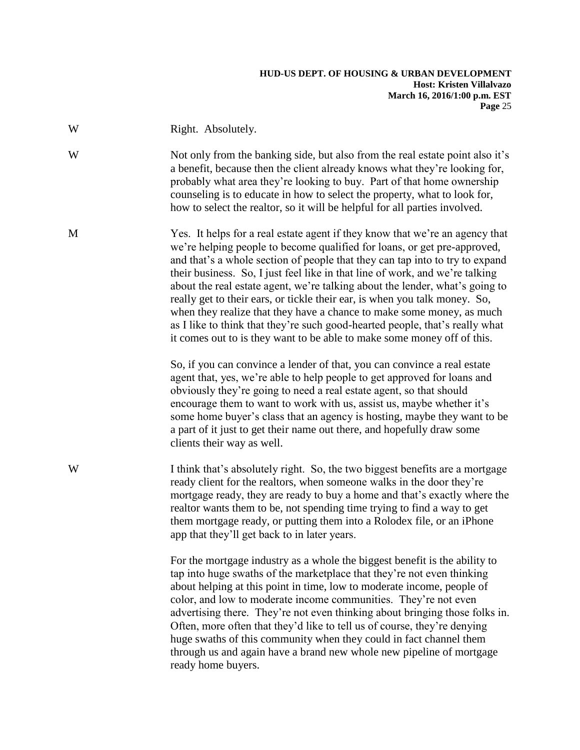W Right. Absolutely.

W Not only from the banking side, but also from the real estate point also it's a benefit, because then the client already knows what they're looking for, probably what area they're looking to buy. Part of that home ownership counseling is to educate in how to select the property, what to look for, how to select the realtor, so it will be helpful for all parties involved.

M Yes. It helps for a real estate agent if they know that we're an agency that we're helping people to become qualified for loans, or get pre-approved, and that's a whole section of people that they can tap into to try to expand their business. So, I just feel like in that line of work, and we're talking about the real estate agent, we're talking about the lender, what's going to really get to their ears, or tickle their ear, is when you talk money. So, when they realize that they have a chance to make some money, as much as I like to think that they're such good-hearted people, that's really what it comes out to is they want to be able to make some money off of this.

So, if you can convince a lender of that, you can convince a real estate agent that, yes, we're able to help people to get approved for loans and obviously they're going to need a real estate agent, so that should encourage them to want to work with us, assist us, maybe whether it's some home buyer's class that an agency is hosting, maybe they want to be a part of it just to get their name out there, and hopefully draw some clients their way as well.

W I think that's absolutely right. So, the two biggest benefits are a mortgage ready client for the realtors, when someone walks in the door they're mortgage ready, they are ready to buy a home and that's exactly where the realtor wants them to be, not spending time trying to find a way to get them mortgage ready, or putting them into a Rolodex file, or an iPhone app that they'll get back to in later years.

For the mortgage industry as a whole the biggest benefit is the ability to tap into huge swaths of the marketplace that they're not even thinking about helping at this point in time, low to moderate income, people of color, and low to moderate income communities. They're not even advertising there. They're not even thinking about bringing those folks in. Often, more often that they'd like to tell us of course, they're denying huge swaths of this community when they could in fact channel them through us and again have a brand new whole new pipeline of mortgage ready home buyers.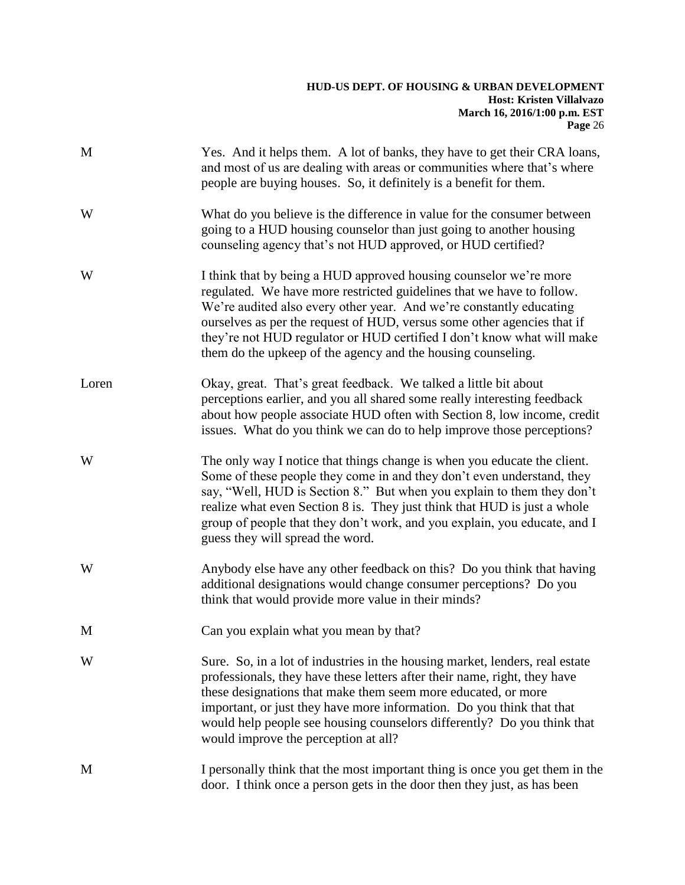M Yes. And it helps them. A lot of banks, they have to get their CRA loans, and most of us are dealing with areas or communities where that's where people are buying houses. So, it definitely is a benefit for them.

W What do you believe is the difference in value for the consumer between going to a HUD housing counselor than just going to another housing counseling agency that's not HUD approved, or HUD certified?

W I think that by being a HUD approved housing counselor we're more regulated. We have more restricted guidelines that we have to follow. We're audited also every other year. And we're constantly educating ourselves as per the request of HUD, versus some other agencies that if they're not HUD regulator or HUD certified I don't know what will make them do the upkeep of the agency and the housing counseling.

Loren Okay, great. That's great feedback. We talked a little bit about perceptions earlier, and you all shared some really interesting feedback about how people associate HUD often with Section 8, low income, credit issues. What do you think we can do to help improve those perceptions?

W The only way I notice that things change is when you educate the client. Some of these people they come in and they don't even understand, they say, "Well, HUD is Section 8." But when you explain to them they don't realize what even Section 8 is. They just think that HUD is just a whole group of people that they don't work, and you explain, you educate, and I guess they will spread the word.

W Anybody else have any other feedback on this? Do you think that having additional designations would change consumer perceptions? Do you think that would provide more value in their minds?

M Can you explain what you mean by that?

W Sure. So, in a lot of industries in the housing market, lenders, real estate professionals, they have these letters after their name, right, they have these designations that make them seem more educated, or more important, or just they have more information. Do you think that that would help people see housing counselors differently? Do you think that would improve the perception at all?

M I personally think that the most important thing is once you get them in the door. I think once a person gets in the door then they just, as has been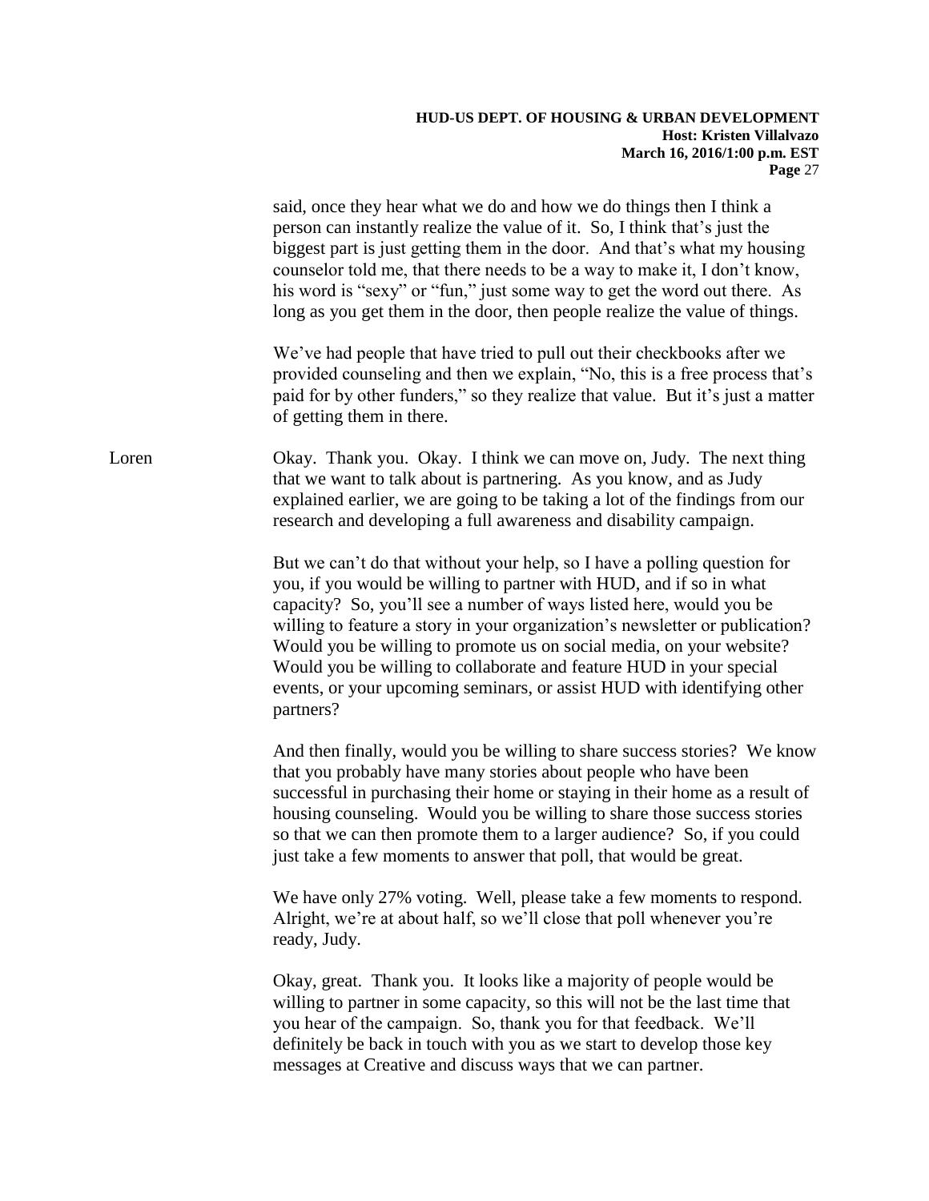said, once they hear what we do and how we do things then I think a person can instantly realize the value of it. So, I think that's just the biggest part is just getting them in the door. And that's what my housing counselor told me, that there needs to be a way to make it, I don't know, his word is "sexy" or "fun," just some way to get the word out there. As long as you get them in the door, then people realize the value of things.

We've had people that have tried to pull out their checkbooks after we provided counseling and then we explain, "No, this is a free process that's paid for by other funders," so they realize that value. But it's just a matter of getting them in there.

Loren Okay. Thank you. Okay. I think we can move on, Judy. The next thing that we want to talk about is partnering. As you know, and as Judy explained earlier, we are going to be taking a lot of the findings from our research and developing a full awareness and disability campaign.

But we can't do that without your help, so I have a polling question for you, if you would be willing to partner with HUD, and if so in what capacity? So, you'll see a number of ways listed here, would you be willing to feature a story in your organization's newsletter or publication? Would you be willing to promote us on social media, on your website? Would you be willing to collaborate and feature HUD in your special events, or your upcoming seminars, or assist HUD with identifying other partners?

And then finally, would you be willing to share success stories? We know that you probably have many stories about people who have been successful in purchasing their home or staying in their home as a result of housing counseling. Would you be willing to share those success stories so that we can then promote them to a larger audience? So, if you could just take a few moments to answer that poll, that would be great.

We have only 27% voting. Well, please take a few moments to respond. Alright, we're at about half, so we'll close that poll whenever you're ready, Judy.

Okay, great. Thank you. It looks like a majority of people would be willing to partner in some capacity, so this will not be the last time that you hear of the campaign. So, thank you for that feedback. We'll definitely be back in touch with you as we start to develop those key messages at Creative and discuss ways that we can partner.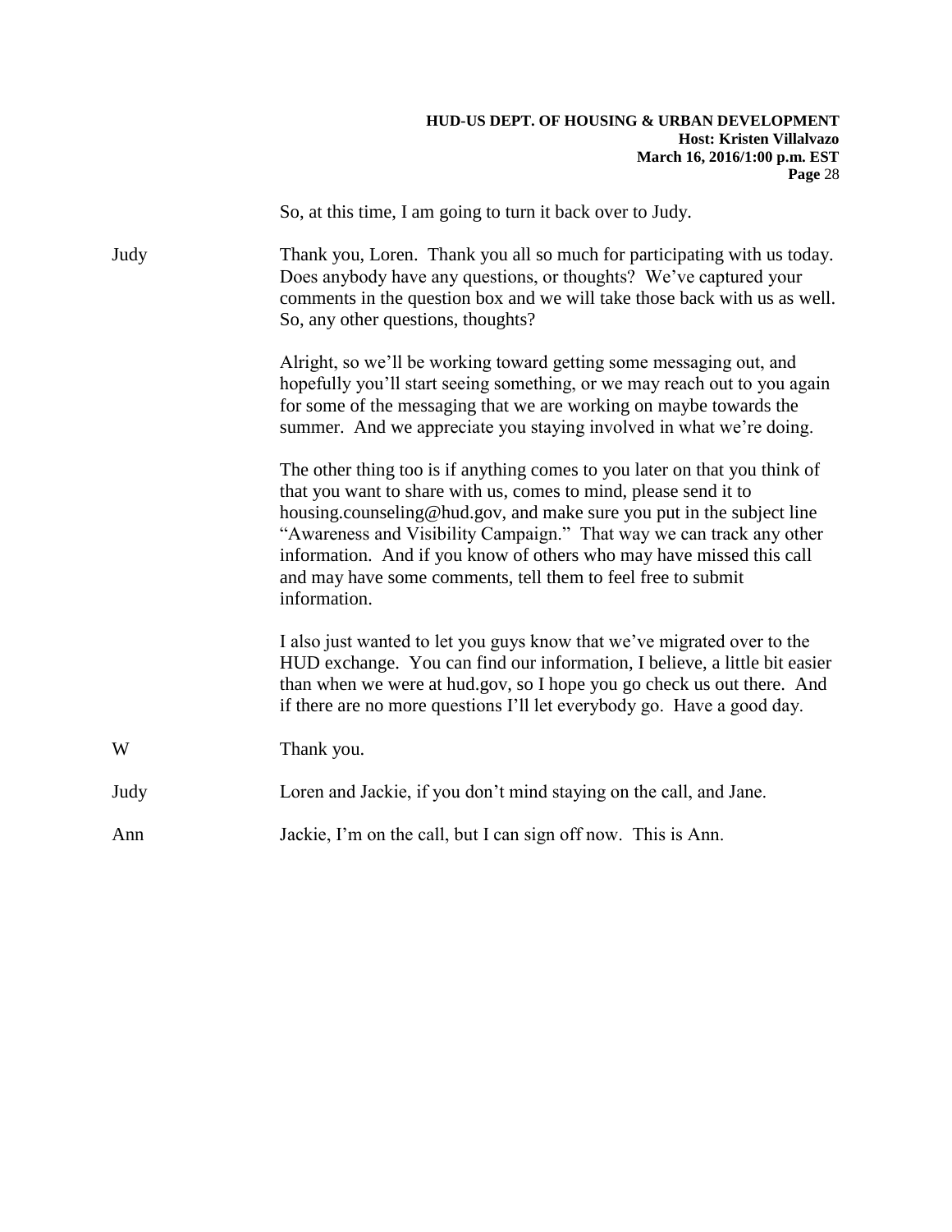So, at this time, I am going to turn it back over to Judy.

Judy Thank you, Loren. Thank you all so much for participating with us today. Does anybody have any questions, or thoughts? We've captured your comments in the question box and we will take those back with us as well. So, any other questions, thoughts?

Alright, so we'll be working toward getting some messaging out, and hopefully you'll start seeing something, or we may reach out to you again for some of the messaging that we are working on maybe towards the summer. And we appreciate you staying involved in what we're doing.

The other thing too is if anything comes to you later on that you think of that you want to share with us, comes to mind, please send it to housing.counseling@hud.gov, and make sure you put in the subject line "Awareness and Visibility Campaign." That way we can track any other information. And if you know of others who may have missed this call and may have some comments, tell them to feel free to submit information.

I also just wanted to let you guys know that we've migrated over to the HUD exchange. You can find our information, I believe, a little bit easier than when we were at hud.gov, so I hope you go check us out there. And if there are no more questions I'll let everybody go. Have a good day.

W Thank you.

Judy Loren and Jackie, if you don't mind staying on the call, and Jane.

Ann Jackie, I'm on the call, but I can sign off now. This is Ann.